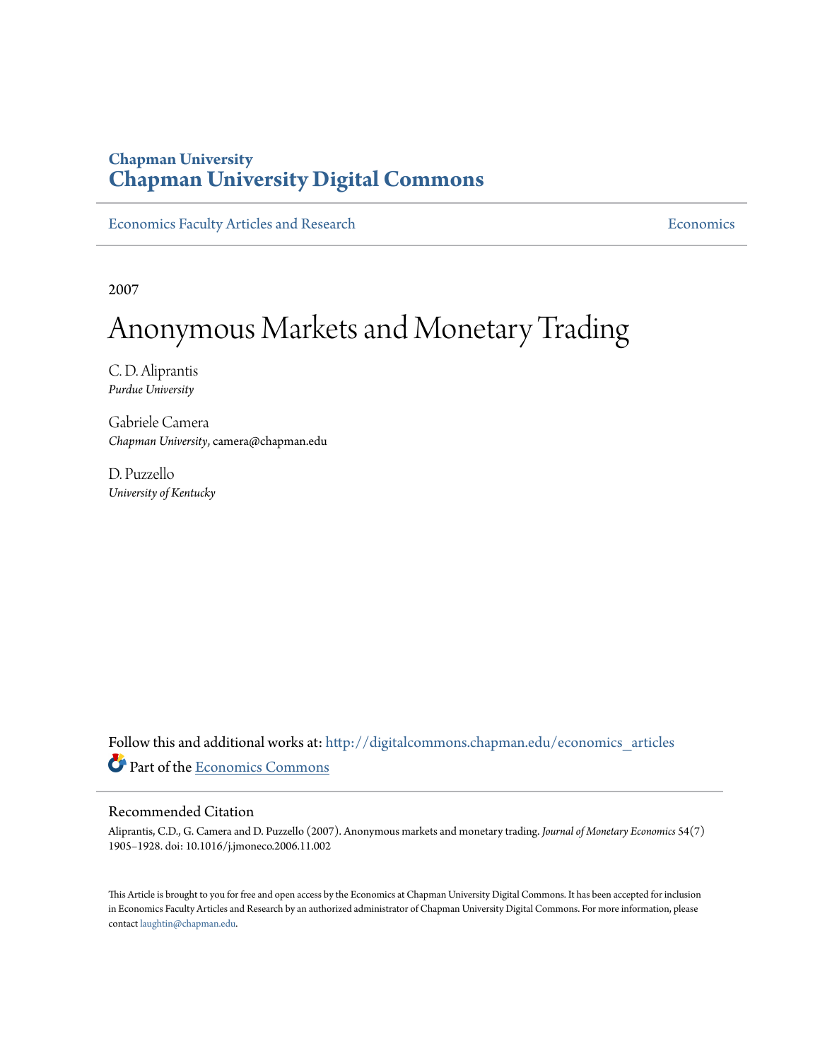Chapman University

# Chapman University Digital Commons

Economics Faculty Articles and Research — Economics

2007

# Anonymous Markets and Monetary Trading

C. D. Aliprantis
*Purdue University*

Gabriele Camera
*Chapman University*, camera@chapman.edu

D. Puzzello
*University of Kentucky*

Follow this and additional works at: http://digitalcommons.chapman.edu/economics_articles

Part of the Economics Commons

## Recommended Citation

Aliprantis, C.D., G. Camera and D. Puzzello (2007). Anonymous markets and monetary trading. *Journal of Monetary Economics* 54(7) 1905–1928. doi: 10.1016/j.jmoneco.2006.11.002

This Article is brought to you for free and open access by the Economics at Chapman University Digital Commons. It has been accepted for inclusion in Economics Faculty Articles and Research by an authorized administrator of Chapman University Digital Commons. For more information, please contact laughtin@chapman.edu.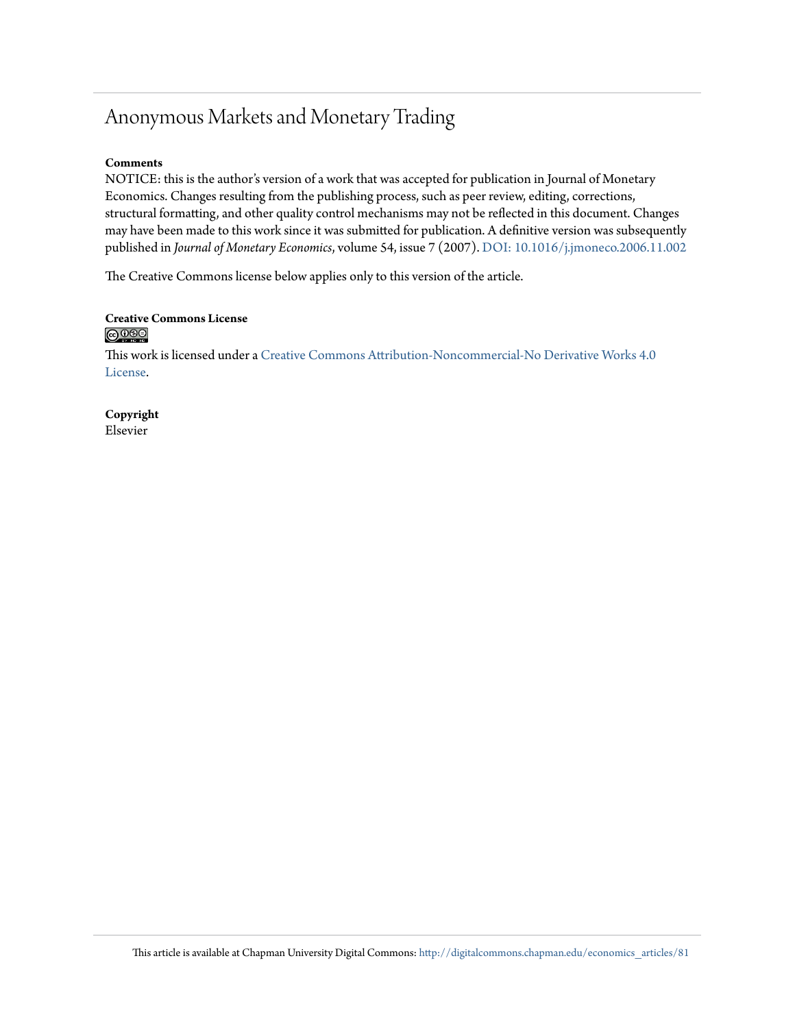# Anonymous Markets and Monetary Trading

**Comments**

NOTICE: this is the author's version of a work that was accepted for publication in Journal of Monetary Economics. Changes resulting from the publishing process, such as peer review, editing, corrections, structural formatting, and other quality control mechanisms may not be reflected in this document. Changes may have been made to this work since it was submitted for publication. A definitive version was subsequently published in *Journal of Monetary Economics*, volume 54, issue 7 (2007). DOI: 10.1016/j.jmoneco.2006.11.002

The Creative Commons license below applies only to this version of the article.

**Creative Commons License**

This work is licensed under a Creative Commons Attribution-Noncommercial-No Derivative Works 4.0 License.

**Copyright**

Elsevier

This article is available at Chapman University Digital Commons: http://digitalcommons.chapman.edu/economics_articles/81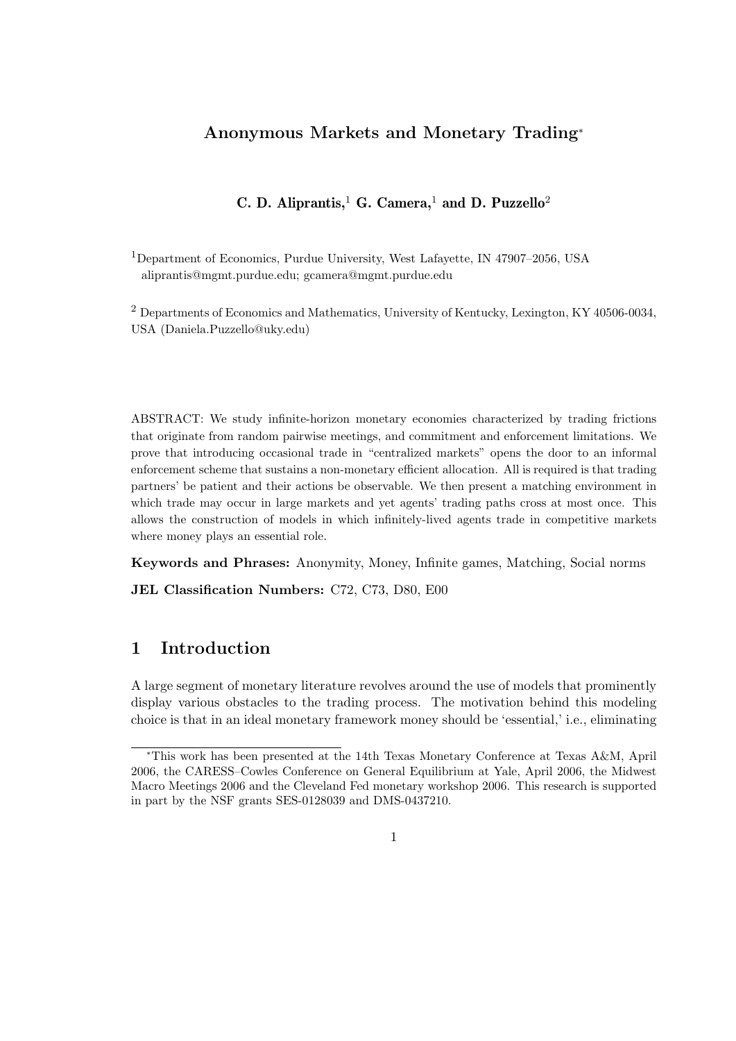**Anonymous Markets and Monetary Trading***

**C. D. Aliprantis,[1] G. Camera,[1] and D. Puzzello[2]**

[1]Department of Economics, Purdue University, West Lafayette, IN 47907–2056, USA
alipranti​s@mgmt.purdue.edu; gcamera@mgmt.purdue.edu

[2] Departments of Economics and Mathematics, University of Kentucky, Lexington, KY 40506-0034, USA (Daniela.Puzzello@uky.edu)

ABSTRACT: We study infinite-horizon monetary economies characterized by trading frictions that originate from random pairwise meetings, and commitment and enforcement limitations. We prove that introducing occasional trade in "centralized markets" opens the door to an informal enforcement scheme that sustains a non-monetary efficient allocation. All is required is that trading partners' be patient and their actions be observable. We then present a matching environment in which trade may occur in large markets and yet agents' trading paths cross at most once. This allows the construction of models in which infinitely-lived agents trade in competitive markets where money plays an essential role.

**Keywords and Phrases:** Anonymity, Money, Infinite games, Matching, Social norms

**JEL Classification Numbers:** C72, C73, D80, E00

# 1 Introduction

A large segment of monetary literature revolves around the use of models that prominently display various obstacles to the trading process. The motivation behind this modeling choice is that in an ideal monetary framework money should be 'essential,' i.e., eliminating

*This work has been presented at the 14th Texas Monetary Conference at Texas A&M, April 2006, the CARESS–Cowles Conference on General Equilibrium at Yale, April 2006, the Midwest Macro Meetings 2006 and the Cleveland Fed monetary workshop 2006. This research is supported in part by the NSF grants SES-0128039 and DMS-0437210.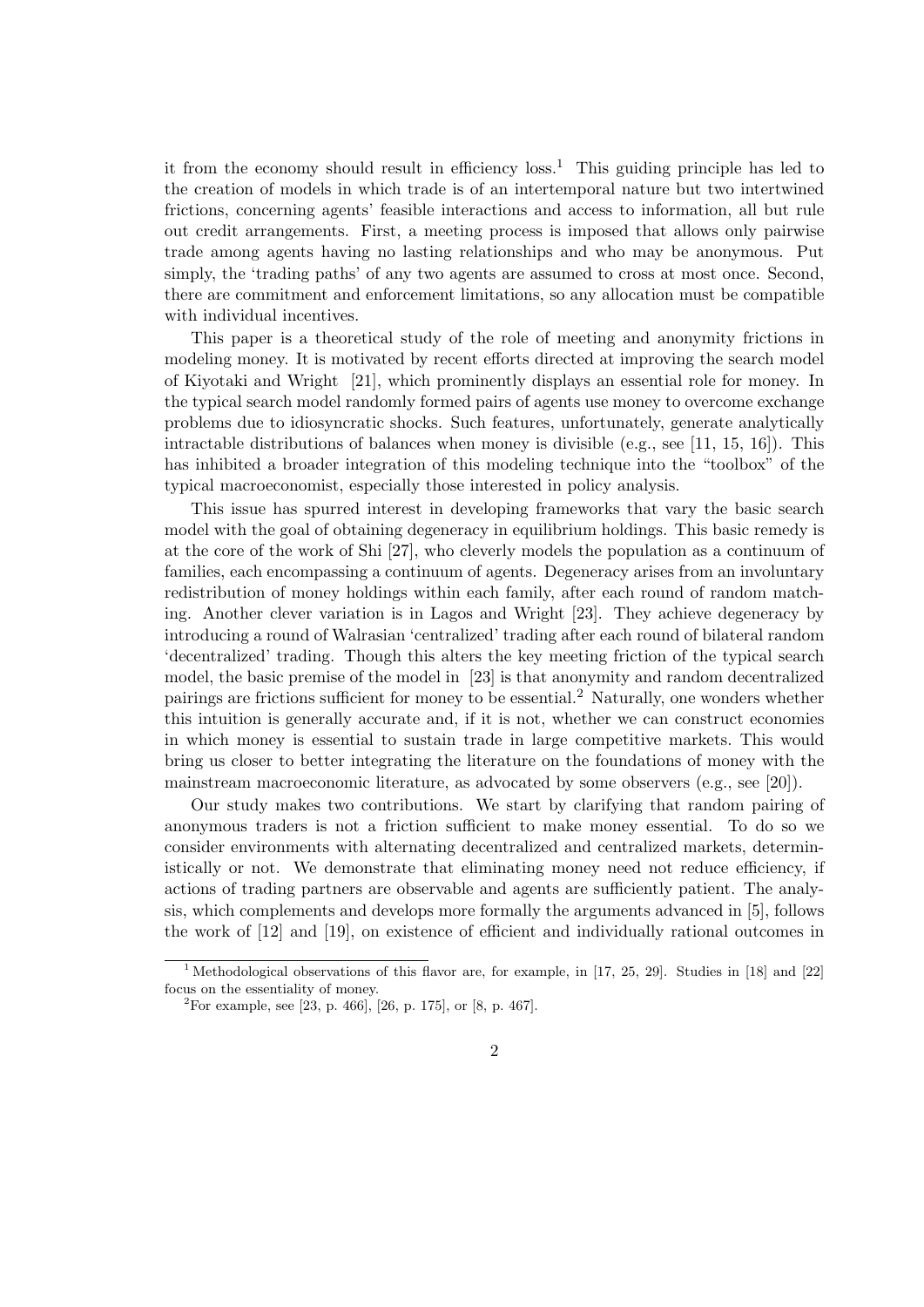it from the economy should result in efficiency loss.[1] This guiding principle has led to the creation of models in which trade is of an intertemporal nature but two intertwined frictions, concerning agents' feasible interactions and access to information, all but rule out credit arrangements. First, a meeting process is imposed that allows only pairwise trade among agents having no lasting relationships and who may be anonymous. Put simply, the 'trading paths' of any two agents are assumed to cross at most once. Second, there are commitment and enforcement limitations, so any allocation must be compatible with individual incentives.

This paper is a theoretical study of the role of meeting and anonymity frictions in modeling money. It is motivated by recent efforts directed at improving the search model of Kiyotaki and Wright [21], which prominently displays an essential role for money. In the typical search model randomly formed pairs of agents use money to overcome exchange problems due to idiosyncratic shocks. Such features, unfortunately, generate analytically intractable distributions of balances when money is divisible (e.g., see [11, 15, 16]). This has inhibited a broader integration of this modeling technique into the "toolbox" of the typical macroeconomist, especially those interested in policy analysis.

This issue has spurred interest in developing frameworks that vary the basic search model with the goal of obtaining degeneracy in equilibrium holdings. This basic remedy is at the core of the work of Shi [27], who cleverly models the population as a continuum of families, each encompassing a continuum of agents. Degeneracy arises from an involuntary redistribution of money holdings within each family, after each round of random matching. Another clever variation is in Lagos and Wright [23]. They achieve degeneracy by introducing a round of Walrasian 'centralized' trading after each round of bilateral random 'decentralized' trading. Though this alters the key meeting friction of the typical search model, the basic premise of the model in [23] is that anonymity and random decentralized pairings are frictions sufficient for money to be essential.[2] Naturally, one wonders whether this intuition is generally accurate and, if it is not, whether we can construct economies in which money is essential to sustain trade in large competitive markets. This would bring us closer to better integrating the literature on the foundations of money with the mainstream macroeconomic literature, as advocated by some observers (e.g., see [20]).

Our study makes two contributions. We start by clarifying that random pairing of anonymous traders is not a friction sufficient to make money essential. To do so we consider environments with alternating decentralized and centralized markets, deterministically or not. We demonstrate that eliminating money need not reduce efficiency, if actions of trading partners are observable and agents are sufficiently patient. The analysis, which complements and develops more formally the arguments advanced in [5], follows the work of [12] and [19], on existence of efficient and individually rational outcomes in

---

[1] Methodological observations of this flavor are, for example, in [17, 25, 29]. Studies in [18] and [22] focus on the essentiality of money.

[2] For example, see [23, p. 466], [26, p. 175], or [8, p. 467].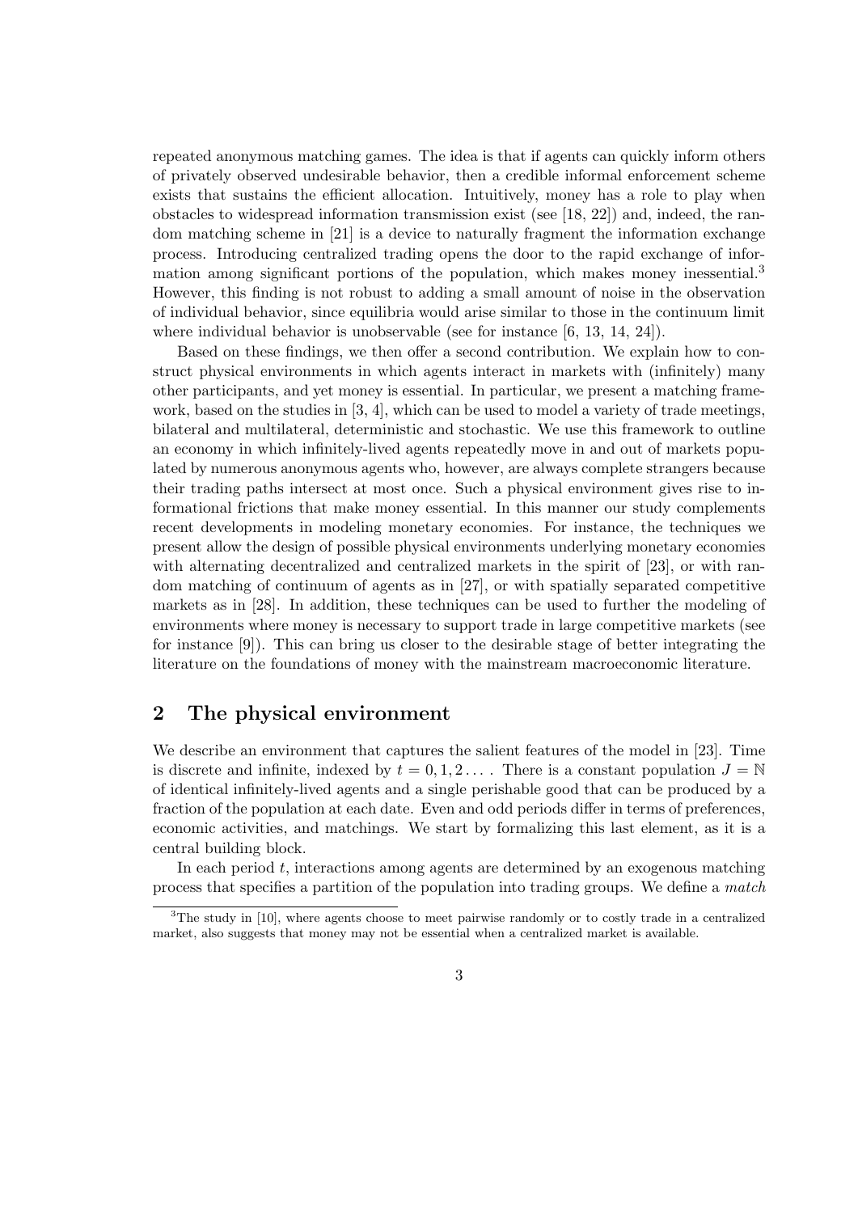repeated anonymous matching games. The idea is that if agents can quickly inform others of privately observed undesirable behavior, then a credible informal enforcement scheme exists that sustains the efficient allocation. Intuitively, money has a role to play when obstacles to widespread information transmission exist (see [18, 22]) and, indeed, the random matching scheme in [21] is a device to naturally fragment the information exchange process. Introducing centralized trading opens the door to the rapid exchange of information among significant portions of the population, which makes money inessential.[3] However, this finding is not robust to adding a small amount of noise in the observation of individual behavior, since equilibria would arise similar to those in the continuum limit where individual behavior is unobservable (see for instance [6, 13, 14, 24]).

Based on these findings, we then offer a second contribution. We explain how to construct physical environments in which agents interact in markets with (infinitely) many other participants, and yet money is essential. In particular, we present a matching framework, based on the studies in [3, 4], which can be used to model a variety of trade meetings, bilateral and multilateral, deterministic and stochastic. We use this framework to outline an economy in which infinitely-lived agents repeatedly move in and out of markets populated by numerous anonymous agents who, however, are always complete strangers because their trading paths intersect at most once. Such a physical environment gives rise to informational frictions that make money essential. In this manner our study complements recent developments in modeling monetary economies. For instance, the techniques we present allow the design of possible physical environments underlying monetary economies with alternating decentralized and centralized markets in the spirit of [23], or with random matching of continuum of agents as in [27], or with spatially separated competitive markets as in [28]. In addition, these techniques can be used to further the modeling of environments where money is necessary to support trade in large competitive markets (see for instance [9]). This can bring us closer to the desirable stage of better integrating the literature on the foundations of money with the mainstream macroeconomic literature.

## 2 The physical environment

We describe an environment that captures the salient features of the model in [23]. Time is discrete and infinite, indexed by $t = 0, 1, 2 \ldots$ . There is a constant population $J = \mathbb{N}$ of identical infinitely-lived agents and a single perishable good that can be produced by a fraction of the population at each date. Even and odd periods differ in terms of preferences, economic activities, and matchings. We start by formalizing this last element, as it is a central building block.

In each period $t$, interactions among agents are determined by an exogenous matching process that specifies a partition of the population into trading groups. We define a *match*

[3] The study in [10], where agents choose to meet pairwise randomly or to costly trade in a centralized market, also suggests that money may not be essential when a centralized market is available.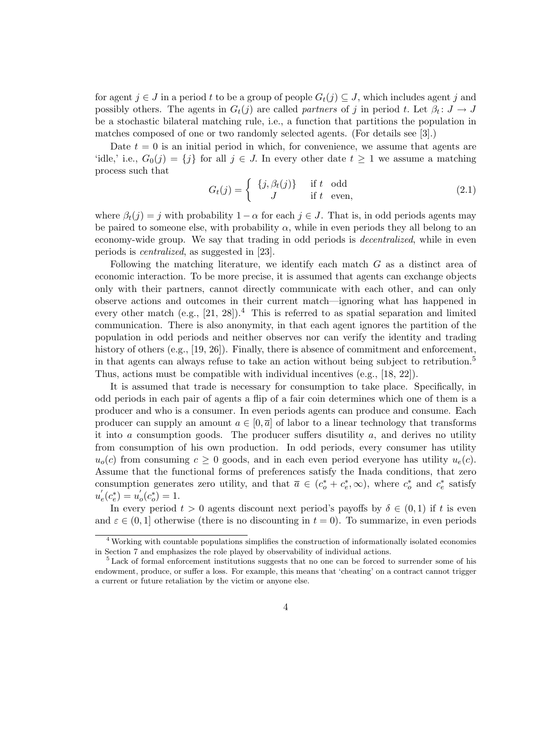for agent $j \in J$ in a period $t$ to be a group of people $G_t(j) \subseteq J$, which includes agent $j$ and possibly others. The agents in $G_t(j)$ are called *partners* of $j$ in period $t$. Let $\beta_t \colon J \to J$ be a stochastic bilateral matching rule, i.e., a function that partitions the population in matches composed of one or two randomly selected agents. (For details see [3].)

Date $t = 0$ is an initial period in which, for convenience, we assume that agents are 'idle,' i.e., $G_0(j) = \{j\}$ for all $j \in J$. In every other date $t \geq 1$ we assume a matching process such that

$$G_t(j) = \begin{cases} \{j, \beta_t(j)\} & \text{if } t \text{ odd} \\ J & \text{if } t \text{ even,} \end{cases} \tag{2.1}$$

where $\beta_t(j) = j$ with probability $1 - \alpha$ for each $j \in J$. That is, in odd periods agents may be paired to someone else, with probability $\alpha$, while in even periods they all belong to an economy-wide group. We say that trading in odd periods is *decentralized*, while in even periods is *centralized*, as suggested in [23].

Following the matching literature, we identify each match $G$ as a distinct area of economic interaction. To be more precise, it is assumed that agents can exchange objects only with their partners, cannot directly communicate with each other, and can only observe actions and outcomes in their current match—ignoring what has happened in every other match (e.g., [21, 28]).[4] This is referred to as spatial separation and limited communication. There is also anonymity, in that each agent ignores the partition of the population in odd periods and neither observes nor can verify the identity and trading history of others (e.g., [19, 26]). Finally, there is absence of commitment and enforcement, in that agents can always refuse to take an action without being subject to retribution.[5] Thus, actions must be compatible with individual incentives (e.g., [18, 22]).

It is assumed that trade is necessary for consumption to take place. Specifically, in odd periods in each pair of agents a flip of a fair coin determines which one of them is a producer and who is a consumer. In even periods agents can produce and consume. Each producer can supply an amount $a \in [0, \overline{a}]$ of labor to a linear technology that transforms it into $a$ consumption goods. The producer suffers disutility $a$, and derives no utility from consumption of his own production. In odd periods, every consumer has utility $u_o(c)$ from consuming $c \geq 0$ goods, and in each even period everyone has utility $u_e(c)$. Assume that the functional forms of preferences satisfy the Inada conditions, that zero consumption generates zero utility, and that $\overline{a} \in (c_o^* + c_e^*, \infty)$, where $c_o^*$ and $c_e^*$ satisfy $u_e'(c_e^*) = u_o'(c_o^*) = 1$.

In every period $t > 0$ agents discount next period's payoffs by $\delta \in (0, 1)$ if $t$ is even and $\varepsilon \in (0, 1]$ otherwise (there is no discounting in $t = 0$). To summarize, in even periods

[4] Working with countable populations simplifies the construction of informationally isolated economies in Section 7 and emphasizes the role played by observability of individual actions.

[5] Lack of formal enforcement institutions suggests that no one can be forced to surrender some of his endowment, produce, or suffer a loss. For example, this means that 'cheating' on a contract cannot trigger a current or future retaliation by the victim or anyone else.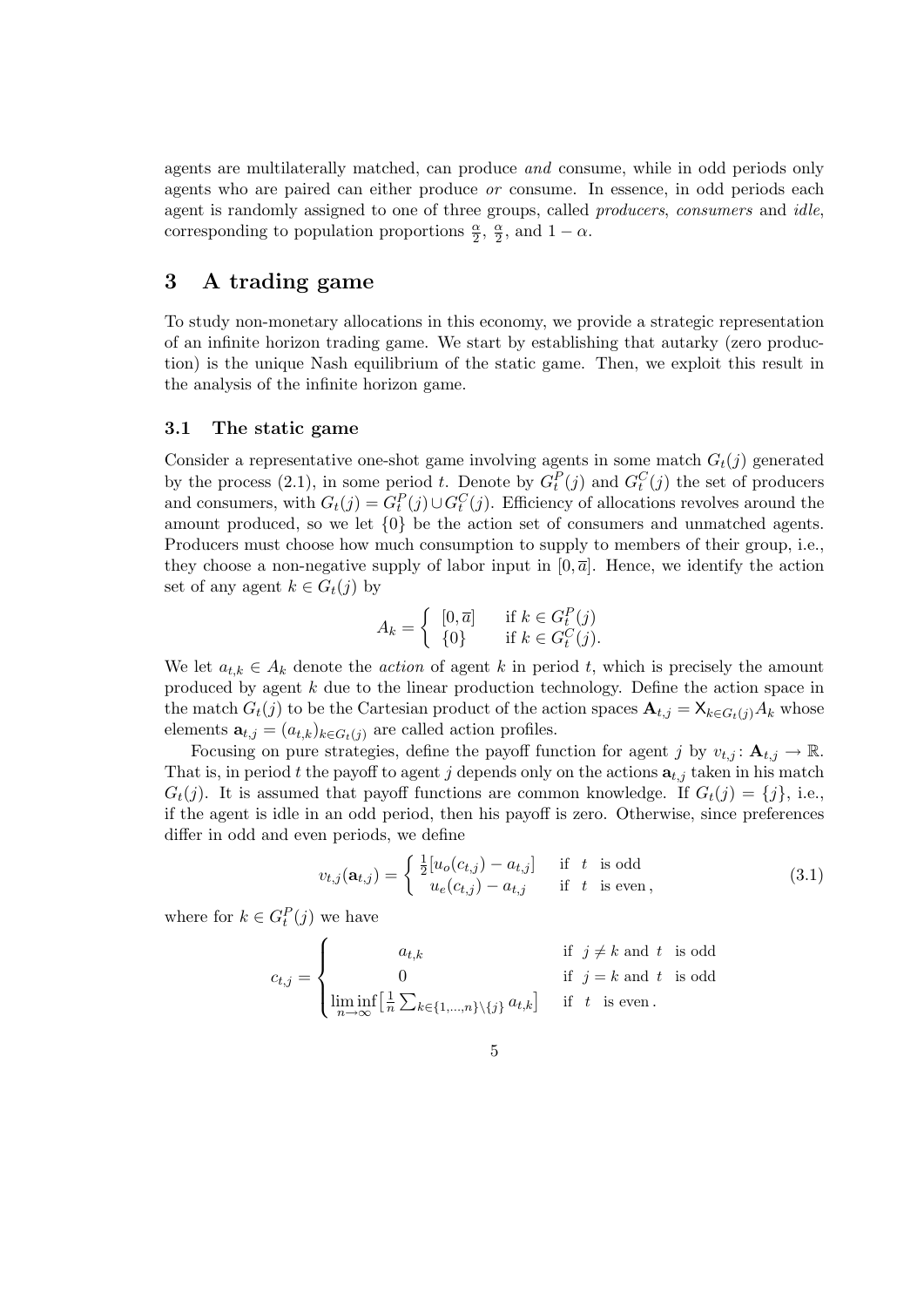agents are multilaterally matched, can produce *and* consume, while in odd periods only agents who are paired can either produce *or* consume. In essence, in odd periods each agent is randomly assigned to one of three groups, called *producers*, *consumers* and *idle*, corresponding to population proportions $\frac{\alpha}{2}$, $\frac{\alpha}{2}$, and $1-\alpha$.

## 3 A trading game

To study non-monetary allocations in this economy, we provide a strategic representation of an infinite horizon trading game. We start by establishing that autarky (zero production) is the unique Nash equilibrium of the static game. Then, we exploit this result in the analysis of the infinite horizon game.

### 3.1 The static game

Consider a representative one-shot game involving agents in some match $G_t(j)$ generated by the process (2.1), in some period $t$. Denote by $G_t^P(j)$ and $G_t^C(j)$ the set of producers and consumers, with $G_t(j) = G_t^P(j) \cup G_t^C(j)$. Efficiency of allocations revolves around the amount produced, so we let $\{0\}$ be the action set of consumers and unmatched agents. Producers must choose how much consumption to supply to members of their group, i.e., they choose a non-negative supply of labor input in $[0, \overline{a}]$. Hence, we identify the action set of any agent $k \in G_t(j)$ by

$$A_k = \begin{cases} [0, \overline{a}] & \text{if } k \in G_t^P(j) \\ \{0\} & \text{if } k \in G_t^C(j). \end{cases}$$

We let $a_{t,k} \in A_k$ denote the *action* of agent $k$ in period $t$, which is precisely the amount produced by agent $k$ due to the linear production technology. Define the action space in the match $G_t(j)$ to be the Cartesian product of the action spaces $\mathbf{A}_{t,j} = \times_{k \in G_t(j)} A_k$ whose elements $\mathbf{a}_{t,j} = (a_{t,k})_{k \in G_t(j)}$ are called action profiles.

Focusing on pure strategies, define the payoff function for agent $j$ by $v_{t,j} \colon \mathbf{A}_{t,j} \to \mathbb{R}$. That is, in period $t$ the payoff to agent $j$ depends only on the actions $\mathbf{a}_{t,j}$ taken in his match $G_t(j)$. It is assumed that payoff functions are common knowledge. If $G_t(j) = \{j\}$, i.e., if the agent is idle in an odd period, then his payoff is zero. Otherwise, since preferences differ in odd and even periods, we define

$$v_{t,j}(\mathbf{a}_{t,j}) = \begin{cases} \frac{1}{2}[u_o(c_{t,j}) - a_{t,j}] & \text{if } t \text{ is odd} \\ u_e(c_{t,j}) - a_{t,j} & \text{if } t \text{ is even}, \end{cases} \tag{3.1}$$

where for $k \in G_t^P(j)$ we have

$$c_{t,j} = \begin{cases} a_{t,k} & \text{if } j \neq k \text{ and } t \text{ is odd} \\ 0 & \text{if } j = k \text{ and } t \text{ is odd} \\ \liminf\limits_{n \to \infty} \left[ \frac{1}{n} \sum_{k \in \{1,\ldots,n\} \setminus \{j\}} a_{t,k} \right] & \text{if } t \text{ is even}. \end{cases}$$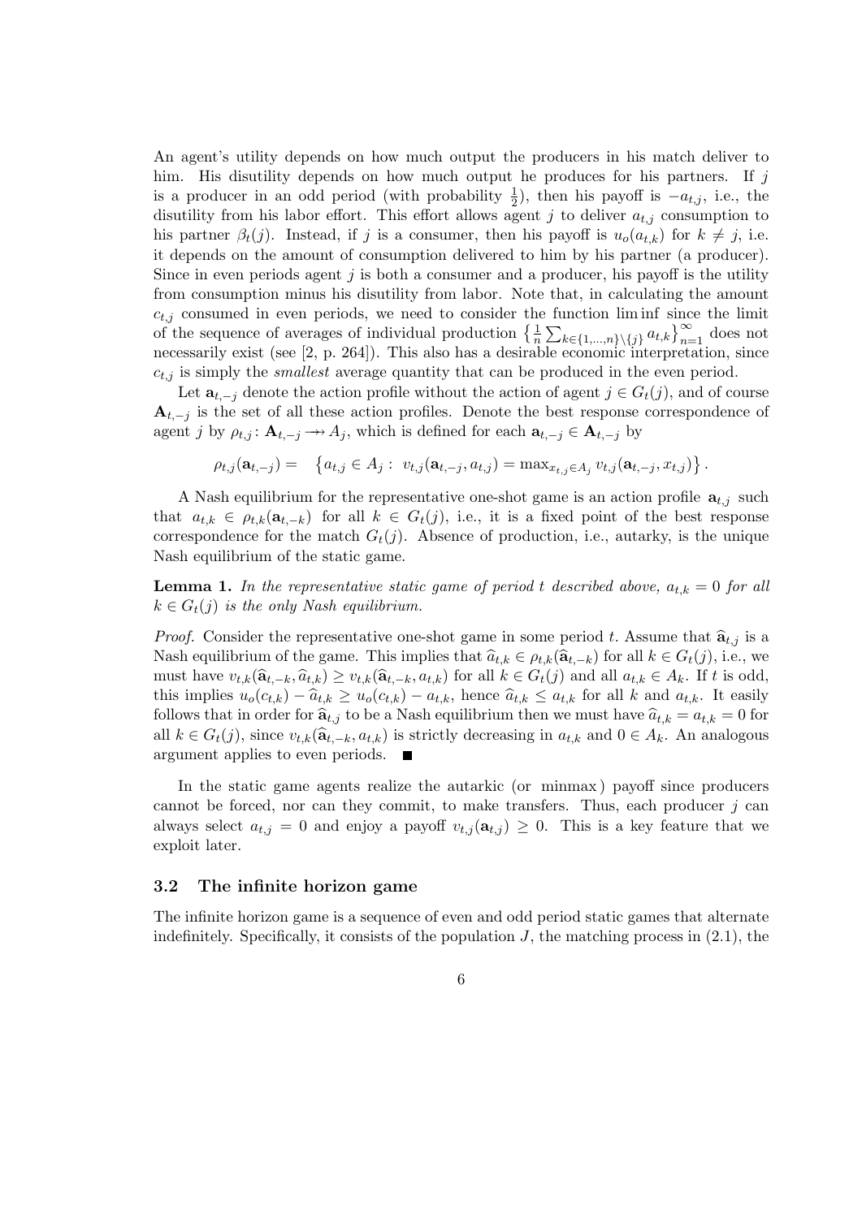An agent's utility depends on how much output the producers in his match deliver to him. His disutility depends on how much output he produces for his partners. If $j$ is a producer in an odd period (with probability $\frac{1}{2}$), then his payoff is $-a_{t,j}$, i.e., the disutility from his labor effort. This effort allows agent $j$ to deliver $a_{t,j}$ consumption to his partner $\beta_t(j)$. Instead, if $j$ is a consumer, then his payoff is $u_o(a_{t,k})$ for $k \neq j$, i.e. it depends on the amount of consumption delivered to him by his partner (a producer). Since in even periods agent $j$ is both a consumer and a producer, his payoff is the utility from consumption minus his disutility from labor. Note that, in calculating the amount $c_{t,j}$ consumed in even periods, we need to consider the function lim inf since the limit of the sequence of averages of individual production $\left\{\frac{1}{n}\sum_{k\in\{1,\ldots,n\}\setminus\{j\}} a_{t,k}\right\}_{n=1}^{\infty}$ does not necessarily exist (see [2, p. 264]). This also has a desirable economic interpretation, since $c_{t,j}$ is simply the *smallest* average quantity that can be produced in the even period.

Let $\mathbf{a}_{t,-j}$ denote the action profile without the action of agent $j \in G_t(j)$, and of course $\mathbf{A}_{t,-j}$ is the set of all these action profiles. Denote the best response correspondence of agent $j$ by $\rho_{t,j}\colon \mathbf{A}_{t,-j} \twoheadrightarrow A_j$, which is defined for each $\mathbf{a}_{t,-j} \in \mathbf{A}_{t,-j}$ by

$$\rho_{t,j}(\mathbf{a}_{t,-j}) = \quad \left\{a_{t,j} \in A_j : \ v_{t,j}(\mathbf{a}_{t,-j}, a_{t,j}) = \max_{x_{t,j}\in A_j} v_{t,j}(\mathbf{a}_{t,-j}, x_{t,j})\right\}.$$

A Nash equilibrium for the representative one-shot game is an action profile $\mathbf{a}_{t,j}$ such that $a_{t,k} \in \rho_{t,k}(\mathbf{a}_{t,-k})$ for all $k \in G_t(j)$, i.e., it is a fixed point of the best response correspondence for the match $G_t(j)$. Absence of production, i.e., autarky, is the unique Nash equilibrium of the static game.

**Lemma 1.** *In the representative static game of period $t$ described above, $a_{t,k} = 0$ for all $k \in G_t(j)$ is the only Nash equilibrium.*

*Proof.* Consider the representative one-shot game in some period $t$. Assume that $\widehat{\mathbf{a}}_{t,j}$ is a Nash equilibrium of the game. This implies that $\widehat{a}_{t,k} \in \rho_{t,k}(\widehat{\mathbf{a}}_{t,-k})$ for all $k \in G_t(j)$, i.e., we must have $v_{t,k}(\widehat{\mathbf{a}}_{t,-k}, \widehat{a}_{t,k}) \geq v_{t,k}(\widehat{\mathbf{a}}_{t,-k}, a_{t,k})$ for all $k \in G_t(j)$ and all $a_{t,k} \in A_k$. If $t$ is odd, this implies $u_o(c_{t,k}) - \widehat{a}_{t,k} \geq u_o(c_{t,k}) - a_{t,k}$, hence $\widehat{a}_{t,k} \leq a_{t,k}$ for all $k$ and $a_{t,k}$. It easily follows that in order for $\widehat{\mathbf{a}}_{t,j}$ to be a Nash equilibrium then we must have $\widehat{a}_{t,k} = a_{t,k} = 0$ for all $k \in G_t(j)$, since $v_{t,k}(\widehat{\mathbf{a}}_{t,-k}, a_{t,k})$ is strictly decreasing in $a_{t,k}$ and $0 \in A_k$. An analogous argument applies to even periods. ■

In the static game agents realize the autarkic (or minmax) payoff since producers cannot be forced, nor can they commit, to make transfers. Thus, each producer $j$ can always select $a_{t,j} = 0$ and enjoy a payoff $v_{t,j}(\mathbf{a}_{t,j}) \geq 0$. This is a key feature that we exploit later.

### 3.2 The infinite horizon game

The infinite horizon game is a sequence of even and odd period static games that alternate indefinitely. Specifically, it consists of the population $J$, the matching process in (2.1), the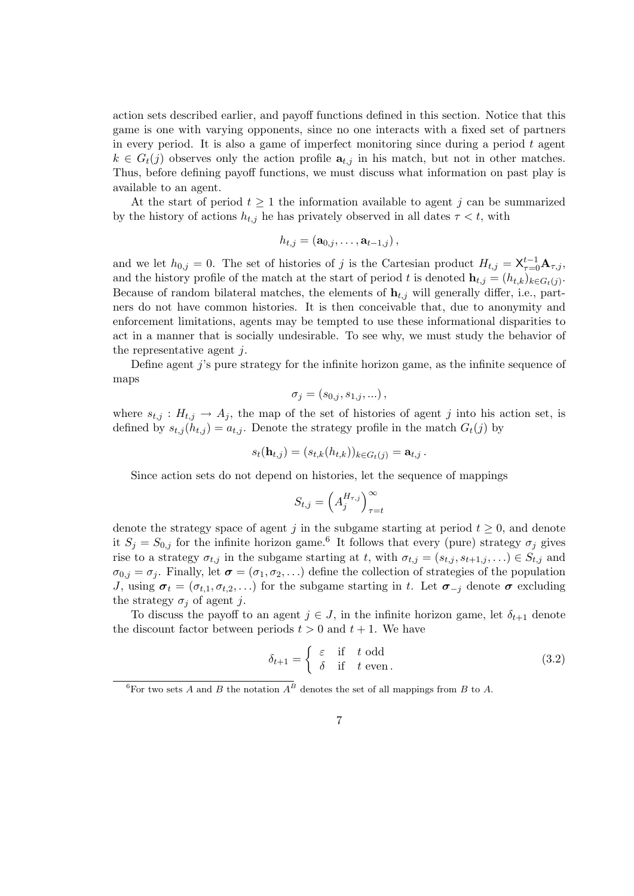action sets described earlier, and payoff functions defined in this section. Notice that this game is one with varying opponents, since no one interacts with a fixed set of partners in every period. It is also a game of imperfect monitoring since during a period $t$ agent $k \in G_t(j)$ observes only the action profile $\mathbf{a}_{t,j}$ in his match, but not in other matches. Thus, before defining payoff functions, we must discuss what information on past play is available to an agent.

At the start of period $t \geq 1$ the information available to agent $j$ can be summarized by the history of actions $h_{t,j}$ he has privately observed in all dates $\tau < t$, with

$$h_{t,j} = (\mathbf{a}_{0,j}, \dots, \mathbf{a}_{t-1,j}),$$

and we let $h_{0,j} = 0$. The set of histories of $j$ is the Cartesian product $H_{t,j} = \times_{\tau=0}^{t-1} \mathbf{A}_{\tau,j}$, and the history profile of the match at the start of period $t$ is denoted $\mathbf{h}_{t,j} = (h_{t,k})_{k \in G_t(j)}$. Because of random bilateral matches, the elements of $\mathbf{h}_{t,j}$ will generally differ, i.e., partners do not have common histories. It is then conceivable that, due to anonymity and enforcement limitations, agents may be tempted to use these informational disparities to act in a manner that is socially undesirable. To see why, we must study the behavior of the representative agent $j$.

Define agent $j$'s pure strategy for the infinite horizon game, as the infinite sequence of maps

$$\sigma_j = (s_{0,j}, s_{1,j}, \dots),$$

where $s_{t,j} : H_{t,j} \to A_j$, the map of the set of histories of agent $j$ into his action set, is defined by $s_{t,j}(h_{t,j}) = a_{t,j}$. Denote the strategy profile in the match $G_t(j)$ by

$$s_t(\mathbf{h}_{t,j}) = (s_{t,k}(h_{t,k}))_{k \in G_t(j)} = \mathbf{a}_{t,j}.$$

Since action sets do not depend on histories, let the sequence of mappings

$$S_{t,j} = \left(A_j^{H_{\tau,j}}\right)_{\tau=t}^{\infty}$$

denote the strategy space of agent $j$ in the subgame starting at period $t \geq 0$, and denote it $S_j = S_{0,j}$ for the infinite horizon game.[6] It follows that every (pure) strategy $\sigma_j$ gives rise to a strategy $\sigma_{t,j}$ in the subgame starting at $t$, with $\sigma_{t,j} = (s_{t,j}, s_{t+1,j}, \dots) \in S_{t,j}$ and $\sigma_{0,j} = \sigma_j$. Finally, let $\boldsymbol{\sigma} = (\sigma_1, \sigma_2, \dots)$ define the collection of strategies of the population $J$, using $\boldsymbol{\sigma}_t = (\sigma_{t,1}, \sigma_{t,2}, \dots)$ for the subgame starting in $t$. Let $\boldsymbol{\sigma}_{-j}$ denote $\boldsymbol{\sigma}$ excluding the strategy $\sigma_j$ of agent $j$.

To discuss the payoff to an agent $j \in J$, in the infinite horizon game, let $\delta_{t+1}$ denote the discount factor between periods $t > 0$ and $t + 1$. We have

$$\delta_{t+1} = \begin{cases} \varepsilon & \text{if} \quad t \text{ odd} \\ \delta & \text{if} \quad t \text{ even}. \end{cases} \tag{3.2}$$

[6] For two sets $A$ and $B$ the notation $A^B$ denotes the set of all mappings from $B$ to $A$.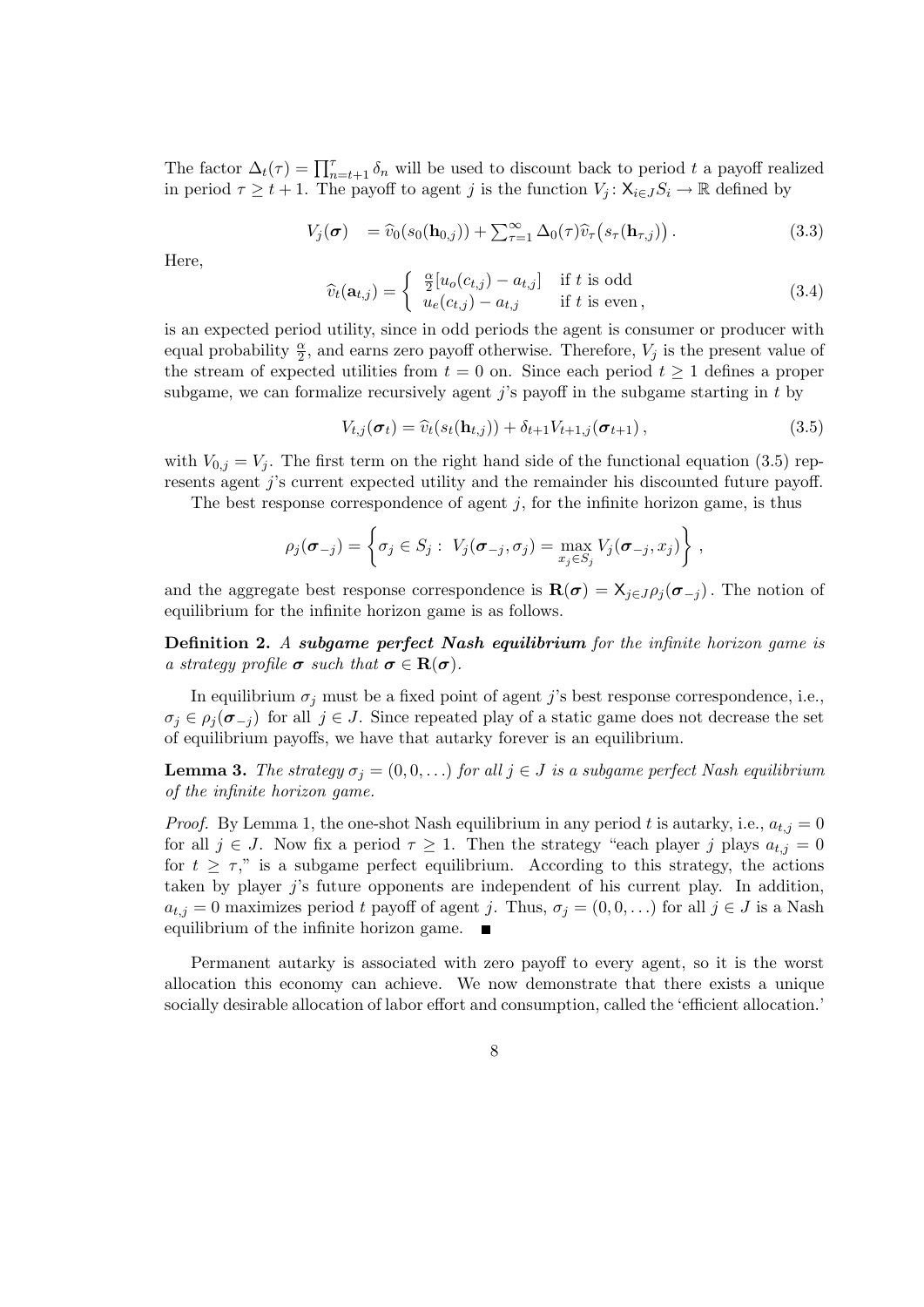The factor $\Delta_t(\tau) = \prod_{n=t+1}^{\tau} \delta_n$ will be used to discount back to period $t$ a payoff realized in period $\tau \geq t+1$. The payoff to agent $j$ is the function $V_j \colon \mathsf{X}_{i \in J} S_i \to \mathbb{R}$ defined by

$$V_j(\boldsymbol{\sigma}) \quad = \widehat{v}_0(s_0(\mathbf{h}_{0,j})) + \textstyle\sum_{\tau=1}^{\infty} \Delta_0(\tau) \widehat{v}_\tau\big(s_\tau(\mathbf{h}_{\tau,j})\big) \,. \tag{3.3}$$

Here,

$$\widehat{v}_t(\mathbf{a}_{t,j}) = \begin{cases} \frac{\alpha}{2}[u_o(c_{t,j}) - a_{t,j}] & \text{if } t \text{ is odd} \\ u_e(c_{t,j}) - a_{t,j} & \text{if } t \text{ is even}, \end{cases} \tag{3.4}$$

is an expected period utility, since in odd periods the agent is consumer or producer with equal probability $\frac{\alpha}{2}$, and earns zero payoff otherwise. Therefore, $V_j$ is the present value of the stream of expected utilities from $t = 0$ on. Since each period $t \geq 1$ defines a proper subgame, we can formalize recursively agent $j$'s payoff in the subgame starting in $t$ by

$$V_{t,j}(\boldsymbol{\sigma}_t) = \widehat{v}_t(s_t(\mathbf{h}_{t,j})) + \delta_{t+1} V_{t+1,j}(\boldsymbol{\sigma}_{t+1}) \,, \tag{3.5}$$

with $V_{0,j} = V_j$. The first term on the right hand side of the functional equation (3.5) represents agent $j$'s current expected utility and the remainder his discounted future payoff.

The best response correspondence of agent $j$, for the infinite horizon game, is thus

$$\rho_j(\boldsymbol{\sigma}_{-j}) = \left\{ \sigma_j \in S_j : \; V_j(\boldsymbol{\sigma}_{-j}, \sigma_j) = \max_{x_j \in S_j} V_j(\boldsymbol{\sigma}_{-j}, x_j) \right\},$$

and the aggregate best response correspondence is $\mathbf{R}(\boldsymbol{\sigma}) = \mathsf{X}_{j \in J} \rho_j(\boldsymbol{\sigma}_{-j})$. The notion of equilibrium for the infinite horizon game is as follows.

**Definition 2.** *A* ***subgame perfect Nash equilibrium*** *for the infinite horizon game is a strategy profile $\boldsymbol{\sigma}$ such that $\boldsymbol{\sigma} \in \mathbf{R}(\boldsymbol{\sigma})$.*

In equilibrium $\sigma_j$ must be a fixed point of agent $j$'s best response correspondence, i.e., $\sigma_j \in \rho_j(\boldsymbol{\sigma}_{-j})$ for all $j \in J$. Since repeated play of a static game does not decrease the set of equilibrium payoffs, we have that autarky forever is an equilibrium.

**Lemma 3.** *The strategy $\sigma_j = (0, 0, \ldots)$ for all $j \in J$ is a subgame perfect Nash equilibrium of the infinite horizon game.*

*Proof.* By Lemma 1, the one-shot Nash equilibrium in any period $t$ is autarky, i.e., $a_{t,j} = 0$ for all $j \in J$. Now fix a period $\tau \geq 1$. Then the strategy "each player $j$ plays $a_{t,j} = 0$ for $t \geq \tau$," is a subgame perfect equilibrium. According to this strategy, the actions taken by player $j$'s future opponents are independent of his current play. In addition, $a_{t,j} = 0$ maximizes period $t$ payoff of agent $j$. Thus, $\sigma_j = (0, 0, \ldots)$ for all $j \in J$ is a Nash equilibrium of the infinite horizon game. ∎

Permanent autarky is associated with zero payoff to every agent, so it is the worst allocation this economy can achieve. We now demonstrate that there exists a unique socially desirable allocation of labor effort and consumption, called the 'efficient allocation.'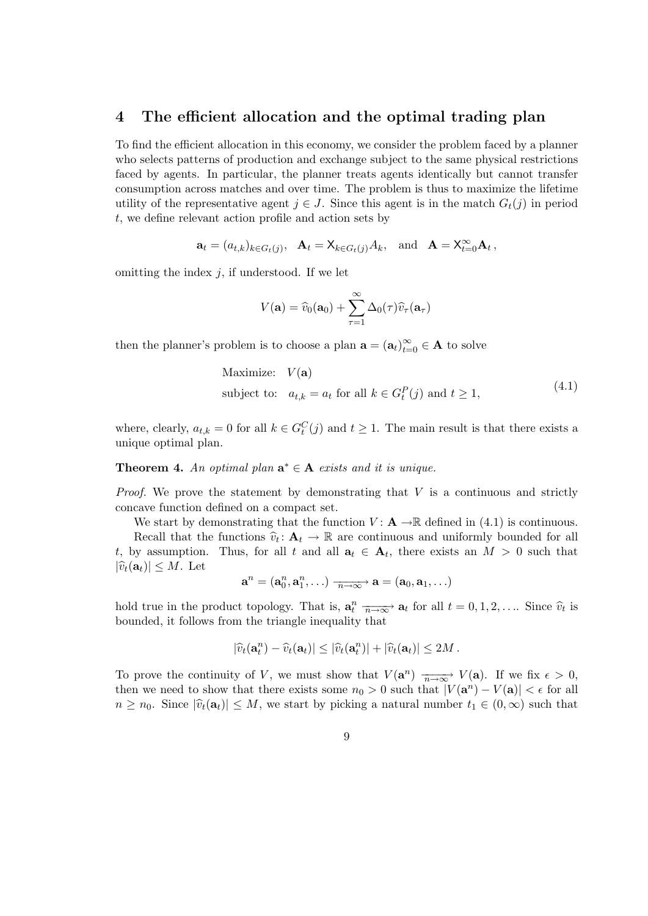## 4 The efficient allocation and the optimal trading plan

To find the efficient allocation in this economy, we consider the problem faced by a planner who selects patterns of production and exchange subject to the same physical restrictions faced by agents. In particular, the planner treats agents identically but cannot transfer consumption across matches and over time. The problem is thus to maximize the lifetime utility of the representative agent $j \in J$. Since this agent is in the match $G_t(j)$ in period $t$, we define relevant action profile and action sets by

$$\mathbf{a}_t = (a_{t,k})_{k \in G_t(j)}, \quad \mathbf{A}_t = \times_{k \in G_t(j)} A_k, \quad \text{and} \quad \mathbf{A} = \times_{t=0}^{\infty} \mathbf{A}_t \,,$$

omitting the index $j$, if understood. If we let

$$V(\mathbf{a}) = \widehat{v}_0(\mathbf{a}_0) + \sum_{\tau=1}^{\infty} \Delta_0(\tau) \widehat{v}_\tau(\mathbf{a}_\tau)$$

then the planner's problem is to choose a plan $\mathbf{a} = (\mathbf{a}_t)_{t=0}^{\infty} \in \mathbf{A}$ to solve

$$\begin{aligned} &\text{Maximize:} \quad V(\mathbf{a}) \\ &\text{subject to:} \quad a_{t,k} = a_t \text{ for all } k \in G_t^P(j) \text{ and } t \geq 1, \end{aligned} \tag{4.1}$$

where, clearly, $a_{t,k} = 0$ for all $k \in G_t^C(j)$ and $t \geq 1$. The main result is that there exists a unique optimal plan.

**Theorem 4.** *An optimal plan $\mathbf{a}^* \in \mathbf{A}$ exists and it is unique.*

*Proof.* We prove the statement by demonstrating that $V$ is a continuous and strictly concave function defined on a compact set.

We start by demonstrating that the function $V \colon \mathbf{A} \to \mathbb{R}$ defined in (4.1) is continuous.

Recall that the functions $\widehat{v}_t \colon \mathbf{A}_t \to \mathbb{R}$ are continuous and uniformly bounded for all $t$, by assumption. Thus, for all $t$ and all $\mathbf{a}_t \in \mathbf{A}_t$, there exists an $M > 0$ such that $|\widehat{v}_t(\mathbf{a}_t)| \leq M$. Let

$$\mathbf{a}^n = (\mathbf{a}_0^n, \mathbf{a}_1^n, \ldots) \xrightarrow[n \to \infty]{} \mathbf{a} = (\mathbf{a}_0, \mathbf{a}_1, \ldots)$$

hold true in the product topology. That is, $\mathbf{a}_t^n \xrightarrow[n \to \infty]{} \mathbf{a}_t$ for all $t = 0, 1, 2, \ldots$. Since $\widehat{v}_t$ is bounded, it follows from the triangle inequality that

$$|\widehat{v}_t(\mathbf{a}_t^n) - \widehat{v}_t(\mathbf{a}_t)| \leq |\widehat{v}_t(\mathbf{a}_t^n)| + |\widehat{v}_t(\mathbf{a}_t)| \leq 2M \,.$$

To prove the continuity of $V$, we must show that $V(\mathbf{a}^n) \xrightarrow[n \to \infty]{} V(\mathbf{a})$. If we fix $\epsilon > 0$, then we need to show that there exists some $n_0 > 0$ such that $|V(\mathbf{a}^n) - V(\mathbf{a})| < \epsilon$ for all $n \geq n_0$. Since $|\widehat{v}_t(\mathbf{a}_t)| \leq M$, we start by picking a natural number $t_1 \in (0, \infty)$ such that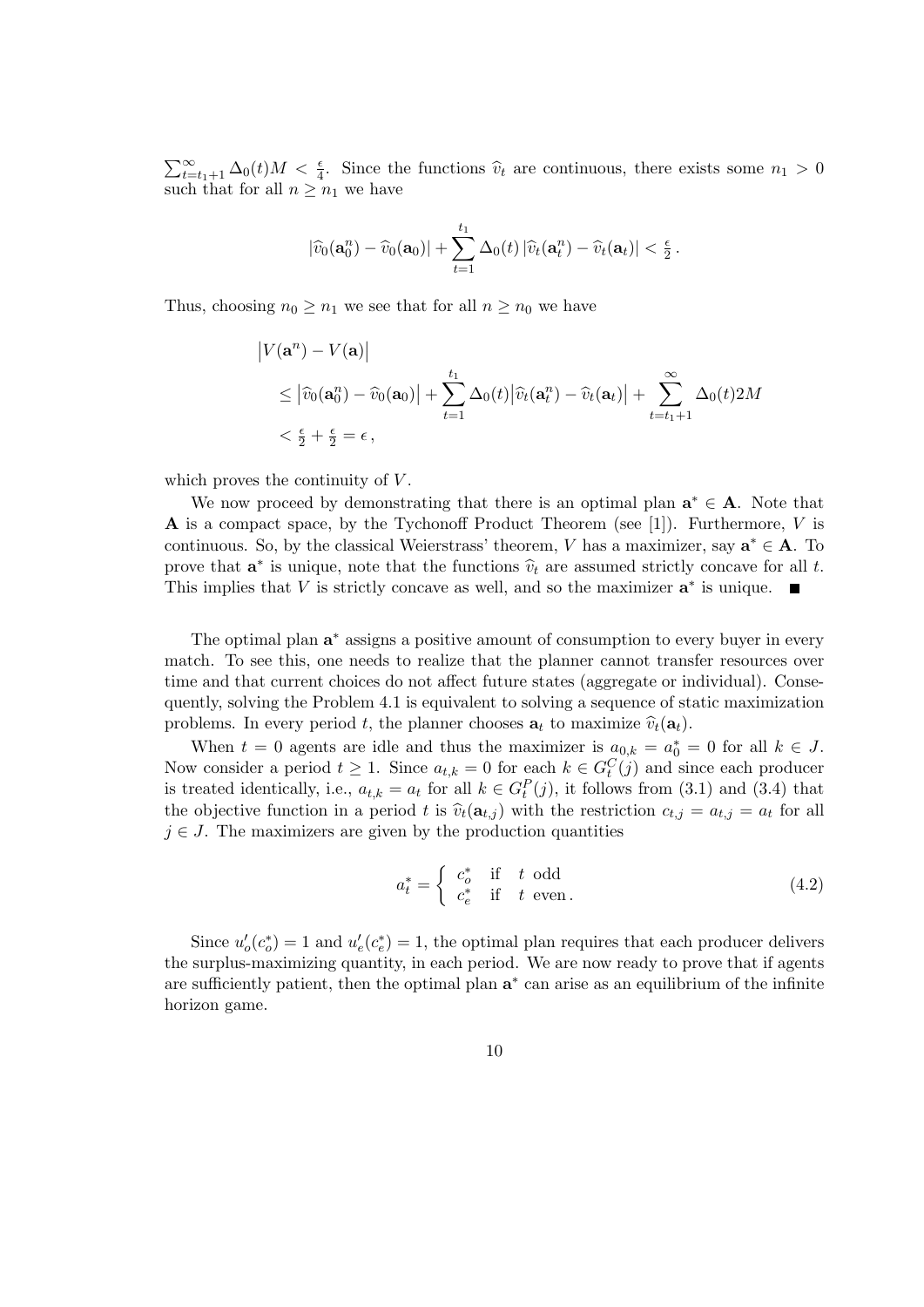$\sum_{t=t_1+1}^{\infty} \Delta_0(t) M < \frac{\epsilon}{4}$. Since the functions $\widehat{v}_t$ are continuous, there exists some $n_1 > 0$ such that for all $n \geq n_1$ we have

$$|\widehat{v}_0(\mathbf{a}_0^n) - \widehat{v}_0(\mathbf{a}_0)| + \sum_{t=1}^{t_1} \Delta_0(t) \, |\widehat{v}_t(\mathbf{a}_t^n) - \widehat{v}_t(\mathbf{a}_t)| < \tfrac{\epsilon}{2} \, .$$

Thus, choosing $n_0 \geq n_1$ we see that for all $n \geq n_0$ we have

$$\begin{aligned}
&\big|V(\mathbf{a}^n) - V(\mathbf{a})\big| \\
&\leq \big|\widehat{v}_0(\mathbf{a}_0^n) - \widehat{v}_0(\mathbf{a}_0)\big| + \sum_{t=1}^{t_1} \Delta_0(t) \big|\widehat{v}_t(\mathbf{a}_t^n) - \widehat{v}_t(\mathbf{a}_t)\big| + \sum_{t=t_1+1}^{\infty} \Delta_0(t) 2M \\
&< \tfrac{\epsilon}{2} + \tfrac{\epsilon}{2} = \epsilon \, ,
\end{aligned}$$

which proves the continuity of $V$.

We now proceed by demonstrating that there is an optimal plan $\mathbf{a}^* \in \mathbf{A}$. Note that $\mathbf{A}$ is a compact space, by the Tychonoff Product Theorem (see [1]). Furthermore, $V$ is continuous. So, by the classical Weierstrass' theorem, $V$ has a maximizer, say $\mathbf{a}^* \in \mathbf{A}$. To prove that $\mathbf{a}^*$ is unique, note that the functions $\widehat{v}_t$ are assumed strictly concave for all $t$. This implies that $V$ is strictly concave as well, and so the maximizer $\mathbf{a}^*$ is unique. ■

The optimal plan $\mathbf{a}^*$ assigns a positive amount of consumption to every buyer in every match. To see this, one needs to realize that the planner cannot transfer resources over time and that current choices do not affect future states (aggregate or individual). Consequently, solving the Problem 4.1 is equivalent to solving a sequence of static maximization problems. In every period $t$, the planner chooses $\mathbf{a}_t$ to maximize $\widehat{v}_t(\mathbf{a}_t)$.

When $t = 0$ agents are idle and thus the maximizer is $a_{0,k} = a_0^* = 0$ for all $k \in J$. Now consider a period $t \geq 1$. Since $a_{t,k} = 0$ for each $k \in G_t^C(j)$ and since each producer is treated identically, i.e., $a_{t,k} = a_t$ for all $k \in G_t^P(j)$, it follows from (3.1) and (3.4) that the objective function in a period $t$ is $\widehat{v}_t(\mathbf{a}_{t,j})$ with the restriction $c_{t,j} = a_{t,j} = a_t$ for all $j \in J$. The maximizers are given by the production quantities

$$a_t^* = \begin{cases} c_o^* & \text{if} \quad t \text{ odd} \\ c_e^* & \text{if} \quad t \text{ even} . \end{cases} \tag{4.2}$$

Since $u_o'(c_o^*) = 1$ and $u_e'(c_e^*) = 1$, the optimal plan requires that each producer delivers the surplus-maximizing quantity, in each period. We are now ready to prove that if agents are sufficiently patient, then the optimal plan $\mathbf{a}^*$ can arise as an equilibrium of the infinite horizon game.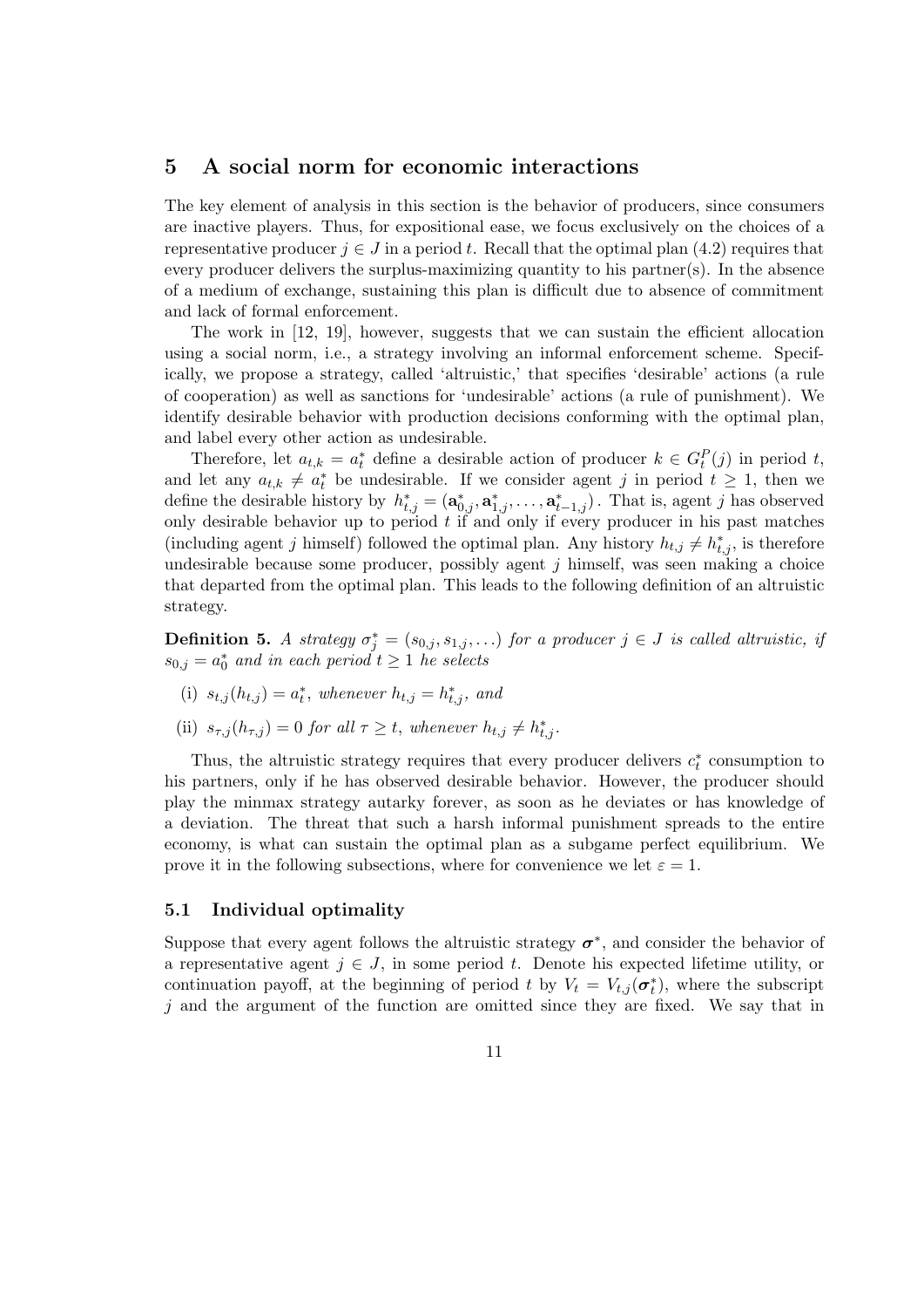## 5 A social norm for economic interactions

The key element of analysis in this section is the behavior of producers, since consumers are inactive players. Thus, for expositional ease, we focus exclusively on the choices of a representative producer $j \in J$ in a period $t$. Recall that the optimal plan (4.2) requires that every producer delivers the surplus-maximizing quantity to his partner(s). In the absence of a medium of exchange, sustaining this plan is difficult due to absence of commitment and lack of formal enforcement.

The work in [12, 19], however, suggests that we can sustain the efficient allocation using a social norm, i.e., a strategy involving an informal enforcement scheme. Specifically, we propose a strategy, called 'altruistic,' that specifies 'desirable' actions (a rule of cooperation) as well as sanctions for 'undesirable' actions (a rule of punishment). We identify desirable behavior with production decisions conforming with the optimal plan, and label every other action as undesirable.

Therefore, let $a_{t,k} = a_t^*$ define a desirable action of producer $k \in G_t^P(j)$ in period $t$, and let any $a_{t,k} \neq a_t^*$ be undesirable. If we consider agent $j$ in period $t \geq 1$, then we define the desirable history by $h_{t,j}^* = (\mathbf{a}_{0,j}^*, \mathbf{a}_{1,j}^*, \ldots, \mathbf{a}_{t-1,j}^*)$. That is, agent $j$ has observed only desirable behavior up to period $t$ if and only if every producer in his past matches (including agent $j$ himself) followed the optimal plan. Any history $h_{t,j} \neq h_{t,j}^*$, is therefore undesirable because some producer, possibly agent $j$ himself, was seen making a choice that departed from the optimal plan. This leads to the following definition of an altruistic strategy.

**Definition 5.** *A strategy $\sigma_j^* = (s_{0,j}, s_{1,j}, \ldots)$ for a producer $j \in J$ is called altruistic, if $s_{0,j} = a_0^*$ and in each period $t \geq 1$ he selects*

- (i) $s_{t,j}(h_{t,j}) = a_t^*$, *whenever* $h_{t,j} = h_{t,j}^*$, *and*
- (ii) $s_{\tau,j}(h_{\tau,j}) = 0$ *for all* $\tau \geq t$, *whenever* $h_{t,j} \neq h_{t,j}^*$.

Thus, the altruistic strategy requires that every producer delivers $c_t^*$ consumption to his partners, only if he has observed desirable behavior. However, the producer should play the minmax strategy autarky forever, as soon as he deviates or has knowledge of a deviation. The threat that such a harsh informal punishment spreads to the entire economy, is what can sustain the optimal plan as a subgame perfect equilibrium. We prove it in the following subsections, where for convenience we let $\varepsilon = 1$.

### 5.1 Individual optimality

Suppose that every agent follows the altruistic strategy $\boldsymbol{\sigma}^*$, and consider the behavior of a representative agent $j \in J$, in some period $t$. Denote his expected lifetime utility, or continuation payoff, at the beginning of period $t$ by $V_t = V_{t,j}(\boldsymbol{\sigma}_t^*)$, where the subscript $j$ and the argument of the function are omitted since they are fixed. We say that in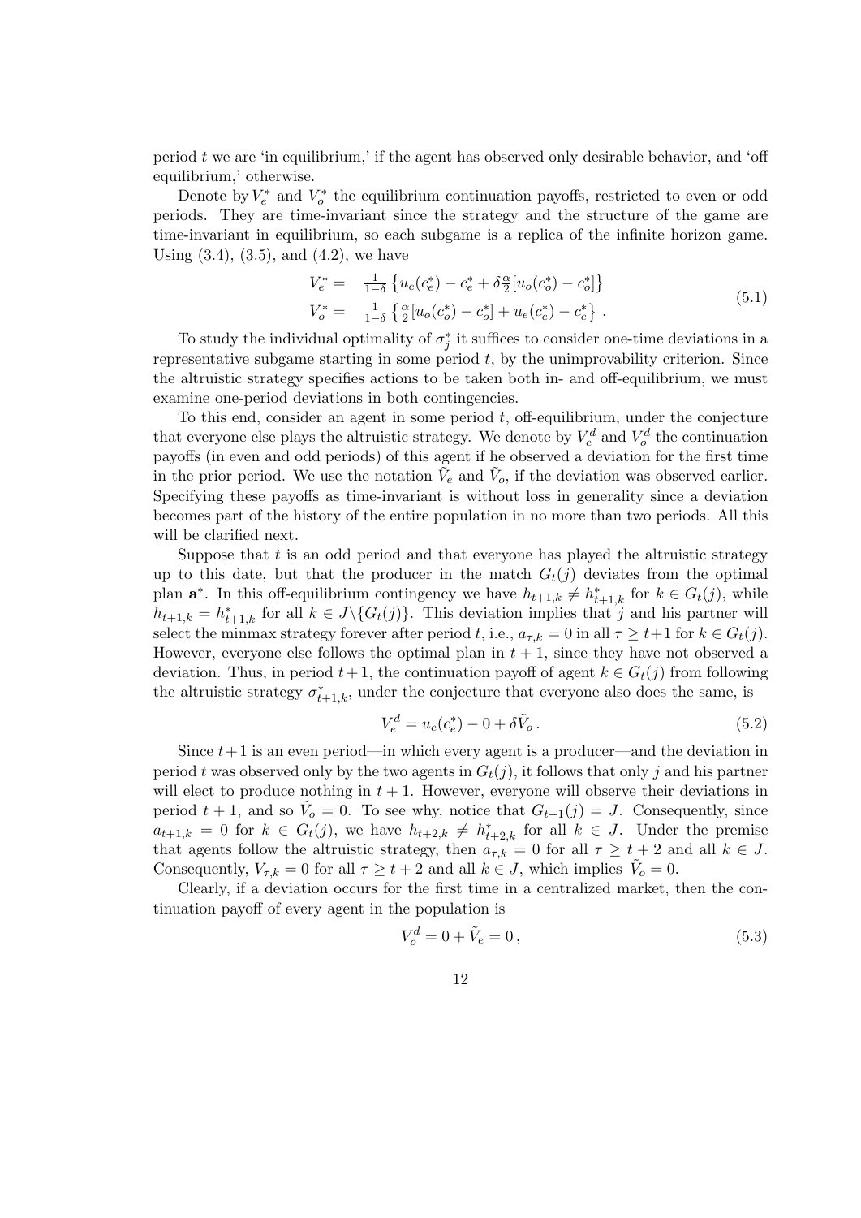period $t$ we are 'in equilibrium,' if the agent has observed only desirable behavior, and 'off equilibrium,' otherwise.

Denote by $V_e^*$ and $V_o^*$ the equilibrium continuation payoffs, restricted to even or odd periods. They are time-invariant since the strategy and the structure of the game are time-invariant in equilibrium, so each subgame is a replica of the infinite horizon game. Using (3.4), (3.5), and (4.2), we have

$$\begin{aligned} V_e^* = & \frac{1}{1-\delta}\left\{u_e(c_e^*) - c_e^* + \delta\frac{\alpha}{2}[u_o(c_o^*) - c_o^*]\right\} \\ V_o^* = & \frac{1}{1-\delta}\left\{\frac{\alpha}{2}[u_o(c_o^*) - c_o^*] + u_e(c_e^*) - c_e^*\right\}. \end{aligned} \tag{5.1}$$

To study the individual optimality of $\sigma_j^*$ it suffices to consider one-time deviations in a representative subgame starting in some period $t$, by the unimprovability criterion. Since the altruistic strategy specifies actions to be taken both in- and off-equilibrium, we must examine one-period deviations in both contingencies.

To this end, consider an agent in some period $t$, off-equilibrium, under the conjecture that everyone else plays the altruistic strategy. We denote by $V_e^d$ and $V_o^d$ the continuation payoffs (in even and odd periods) of this agent if he observed a deviation for the first time in the prior period. We use the notation $\tilde{V}_e$ and $\tilde{V}_o$, if the deviation was observed earlier. Specifying these payoffs as time-invariant is without loss in generality since a deviation becomes part of the history of the entire population in no more than two periods. All this will be clarified next.

Suppose that $t$ is an odd period and that everyone has played the altruistic strategy up to this date, but that the producer in the match $G_t(j)$ deviates from the optimal plan $\mathbf{a}^*$. In this off-equilibrium contingency we have $h_{t+1,k} \neq h_{t+1,k}^*$ for $k \in G_t(j)$, while $h_{t+1,k} = h_{t+1,k}^*$ for all $k \in J\backslash\{G_t(j)\}$. This deviation implies that $j$ and his partner will select the minmax strategy forever after period $t$, i.e., $a_{\tau,k} = 0$ in all $\tau \geq t+1$ for $k \in G_t(j)$. However, everyone else follows the optimal plan in $t+1$, since they have not observed a deviation. Thus, in period $t+1$, the continuation payoff of agent $k \in G_t(j)$ from following the altruistic strategy $\sigma_{t+1,k}^*$, under the conjecture that everyone also does the same, is

$$V_e^d = u_e(c_e^*) - 0 + \delta\tilde{V}_o. \tag{5.2}$$

Since $t+1$ is an even period—in which every agent is a producer—and the deviation in period $t$ was observed only by the two agents in $G_t(j)$, it follows that only $j$ and his partner will elect to produce nothing in $t+1$. However, everyone will observe their deviations in period $t+1$, and so $\tilde{V}_o = 0$. To see why, notice that $G_{t+1}(j) = J$. Consequently, since $a_{t+1,k} = 0$ for $k \in G_t(j)$, we have $h_{t+2,k} \neq h_{t+2,k}^*$ for all $k \in J$. Under the premise that agents follow the altruistic strategy, then $a_{\tau,k} = 0$ for all $\tau \geq t+2$ and all $k \in J$. Consequently, $V_{\tau,k} = 0$ for all $\tau \geq t+2$ and all $k \in J$, which implies $\tilde{V}_o = 0$.

Clearly, if a deviation occurs for the first time in a centralized market, then the continuation payoff of every agent in the population is

$$V_o^d = 0 + \tilde{V}_e = 0, \tag{5.3}$$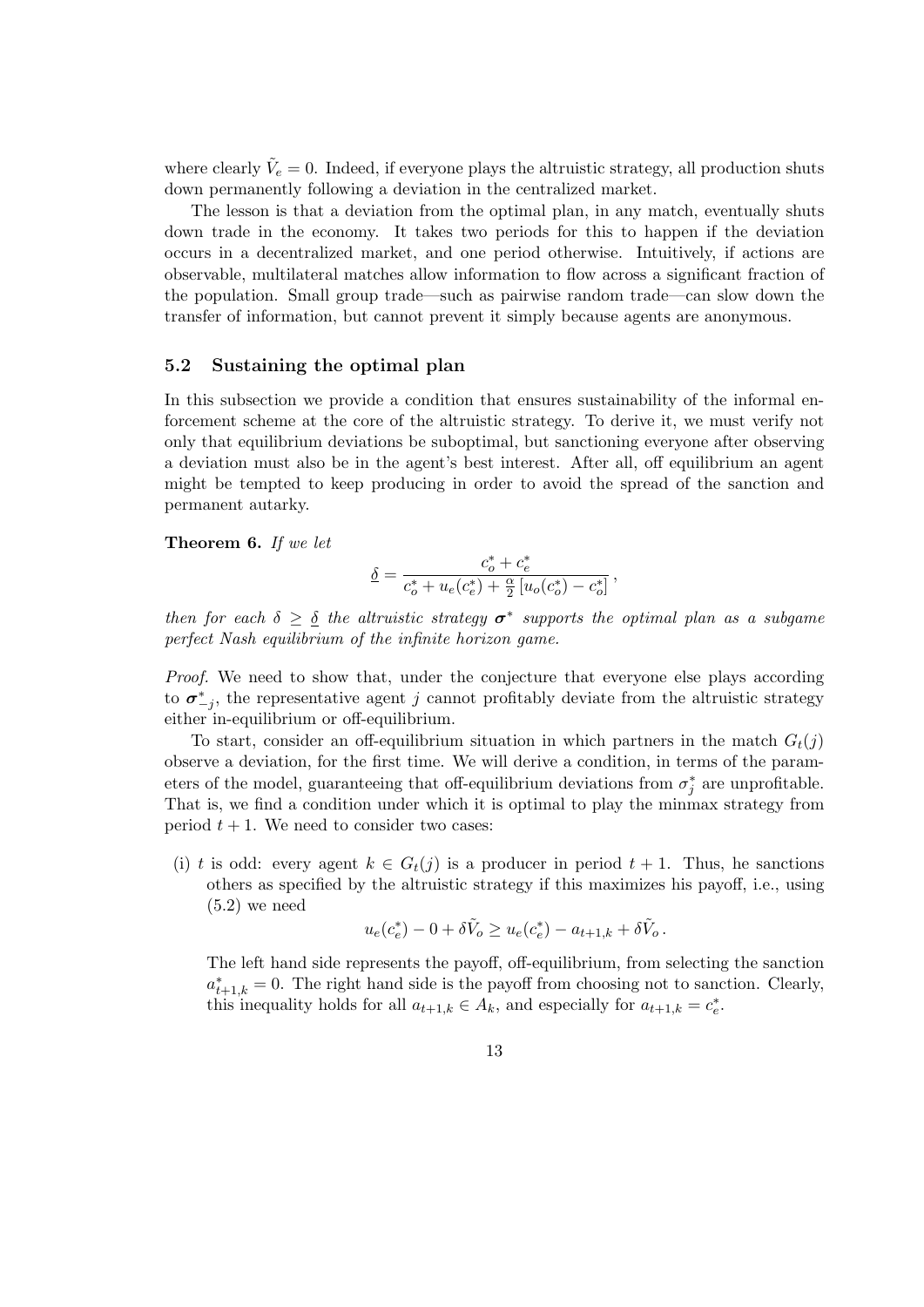where clearly $\tilde{V}_e = 0$. Indeed, if everyone plays the altruistic strategy, all production shuts down permanently following a deviation in the centralized market.

The lesson is that a deviation from the optimal plan, in any match, eventually shuts down trade in the economy. It takes two periods for this to happen if the deviation occurs in a decentralized market, and one period otherwise. Intuitively, if actions are observable, multilateral matches allow information to flow across a significant fraction of the population. Small group trade—such as pairwise random trade—can slow down the transfer of information, but cannot prevent it simply because agents are anonymous.

### 5.2 Sustaining the optimal plan

In this subsection we provide a condition that ensures sustainability of the informal enforcement scheme at the core of the altruistic strategy. To derive it, we must verify not only that equilibrium deviations be suboptimal, but sanctioning everyone after observing a deviation must also be in the agent's best interest. After all, off equilibrium an agent might be tempted to keep producing in order to avoid the spread of the sanction and permanent autarky.

**Theorem 6.** *If we let*

$$\underline{\delta} = \frac{c_o^* + c_e^*}{c_o^* + u_e(c_e^*) + \frac{\alpha}{2}\left[u_o(c_o^*) - c_o^*\right]},$$

*then for each $\delta \geq \underline{\delta}$ the altruistic strategy $\boldsymbol{\sigma}^*$ supports the optimal plan as a subgame perfect Nash equilibrium of the infinite horizon game.*

*Proof.* We need to show that, under the conjecture that everyone else plays according to $\boldsymbol{\sigma}^*_{-j}$, the representative agent $j$ cannot profitably deviate from the altruistic strategy either in-equilibrium or off-equilibrium.

To start, consider an off-equilibrium situation in which partners in the match $G_t(j)$ observe a deviation, for the first time. We will derive a condition, in terms of the parameters of the model, guaranteeing that off-equilibrium deviations from $\sigma_j^*$ are unprofitable. That is, we find a condition under which it is optimal to play the minmax strategy from period $t+1$. We need to consider two cases:

(i) $t$ is odd: every agent $k \in G_t(j)$ is a producer in period $t+1$. Thus, he sanctions others as specified by the altruistic strategy if this maximizes his payoff, i.e., using (5.2) we need

$$u_e(c_e^*) - 0 + \delta \tilde{V}_o \geq u_e(c_e^*) - a_{t+1,k} + \delta \tilde{V}_o\,.$$

The left hand side represents the payoff, off-equilibrium, from selecting the sanction $a^*_{t+1,k} = 0$. The right hand side is the payoff from choosing not to sanction. Clearly, this inequality holds for all $a_{t+1,k} \in A_k$, and especially for $a_{t+1,k} = c_e^*$.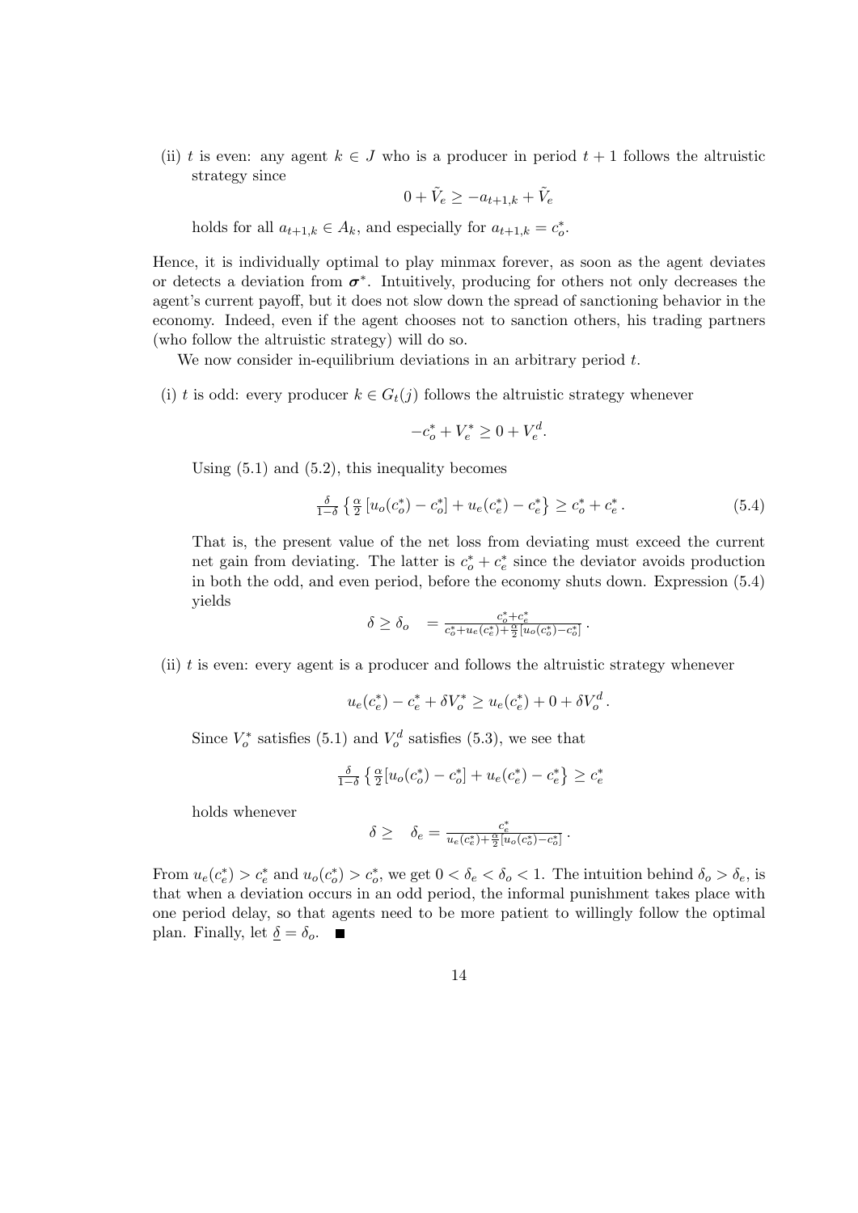(ii) $t$ is even: any agent $k \in J$ who is a producer in period $t+1$ follows the altruistic strategy since

$$0 + \tilde{V}_e \geq -a_{t+1,k} + \tilde{V}_e$$

holds for all $a_{t+1,k} \in A_k$, and especially for $a_{t+1,k} = c_o^*$.

Hence, it is individually optimal to play minmax forever, as soon as the agent deviates or detects a deviation from $\boldsymbol{\sigma}^*$. Intuitively, producing for others not only decreases the agent's current payoff, but it does not slow down the spread of sanctioning behavior in the economy. Indeed, even if the agent chooses not to sanction others, his trading partners (who follow the altruistic strategy) will do so.

We now consider in-equilibrium deviations in an arbitrary period $t$.

(i) $t$ is odd: every producer $k \in G_t(j)$ follows the altruistic strategy whenever

$$-c_o^* + V_e^* \geq 0 + V_e^d.$$

Using (5.1) and (5.2), this inequality becomes

$$\tfrac{\delta}{1-\delta}\left\{\tfrac{\alpha}{2}\left[u_o(c_o^*) - c_o^*\right] + u_e(c_e^*) - c_e^*\right\} \geq c_o^* + c_e^* \,. \tag{5.4}$$

That is, the present value of the net loss from deviating must exceed the current net gain from deviating. The latter is $c_o^* + c_e^*$ since the deviator avoids production in both the odd, and even period, before the economy shuts down. Expression (5.4) yields

$$\delta \geq \delta_o \quad = \tfrac{c_o^* + c_e^*}{c_o^* + u_e(c_e^*) + \frac{\alpha}{2}\left[u_o(c_o^*) - c_o^*\right]} \,.$$

(ii) $t$ is even: every agent is a producer and follows the altruistic strategy whenever

$$u_e(c_e^*) - c_e^* + \delta V_o^* \geq u_e(c_e^*) + 0 + \delta V_o^d \,.$$

Since $V_o^*$ satisfies (5.1) and $V_o^d$ satisfies (5.3), we see that

$$\tfrac{\delta}{1-\delta}\left\{\tfrac{\alpha}{2}[u_o(c_o^*) - c_o^*] + u_e(c_e^*) - c_e^*\right\} \geq c_e^*$$

holds whenever

$$\delta \geq \quad \delta_e = \tfrac{c_e^*}{u_e(c_e^*) + \frac{\alpha}{2}[u_o(c_o^*) - c_o^*]} \,.$$

From $u_e(c_e^*) > c_e^*$ and $u_o(c_o^*) > c_o^*$, we get $0 < \delta_e < \delta_o < 1$. The intuition behind $\delta_o > \delta_e$, is that when a deviation occurs in an odd period, the informal punishment takes place with one period delay, so that agents need to be more patient to willingly follow the optimal plan. Finally, let $\underline{\delta} = \delta_o$. ∎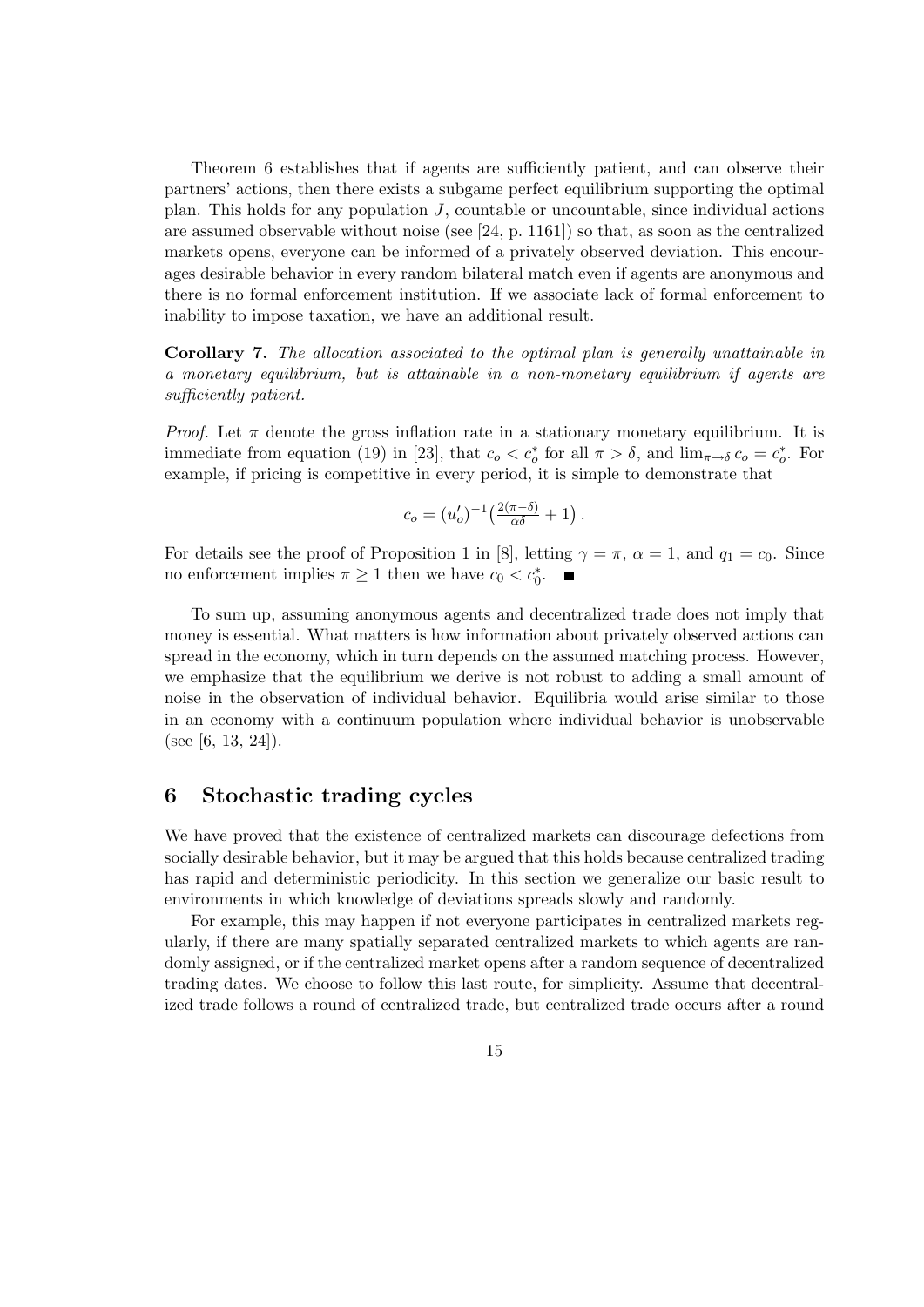Theorem 6 establishes that if agents are sufficiently patient, and can observe their partners' actions, then there exists a subgame perfect equilibrium supporting the optimal plan. This holds for any population $J$, countable or uncountable, since individual actions are assumed observable without noise (see [24, p. 1161]) so that, as soon as the centralized markets opens, everyone can be informed of a privately observed deviation. This encourages desirable behavior in every random bilateral match even if agents are anonymous and there is no formal enforcement institution. If we associate lack of formal enforcement to inability to impose taxation, we have an additional result.

**Corollary 7.** *The allocation associated to the optimal plan is generally unattainable in a monetary equilibrium, but is attainable in a non-monetary equilibrium if agents are sufficiently patient.*

*Proof.* Let $\pi$ denote the gross inflation rate in a stationary monetary equilibrium. It is immediate from equation (19) in [23], that $c_o < c_o^*$ for all $\pi > \delta$, and $\lim_{\pi \to \delta} c_o = c_o^*$. For example, if pricing is competitive in every period, it is simple to demonstrate that

$$c_o = (u_o')^{-1}\left(\tfrac{2(\pi-\delta)}{\alpha\delta} + 1\right).$$

For details see the proof of Proposition 1 in [8], letting $\gamma = \pi$, $\alpha = 1$, and $q_1 = c_0$. Since no enforcement implies $\pi \geq 1$ then we have $c_0 < c_0^*$. ∎

To sum up, assuming anonymous agents and decentralized trade does not imply that money is essential. What matters is how information about privately observed actions can spread in the economy, which in turn depends on the assumed matching process. However, we emphasize that the equilibrium we derive is not robust to adding a small amount of noise in the observation of individual behavior. Equilibria would arise similar to those in an economy with a continuum population where individual behavior is unobservable (see [6, 13, 24]).

## 6 Stochastic trading cycles

We have proved that the existence of centralized markets can discourage defections from socially desirable behavior, but it may be argued that this holds because centralized trading has rapid and deterministic periodicity. In this section we generalize our basic result to environments in which knowledge of deviations spreads slowly and randomly.

For example, this may happen if not everyone participates in centralized markets regularly, if there are many spatially separated centralized markets to which agents are randomly assigned, or if the centralized market opens after a random sequence of decentralized trading dates. We choose to follow this last route, for simplicity. Assume that decentralized trade follows a round of centralized trade, but centralized trade occurs after a round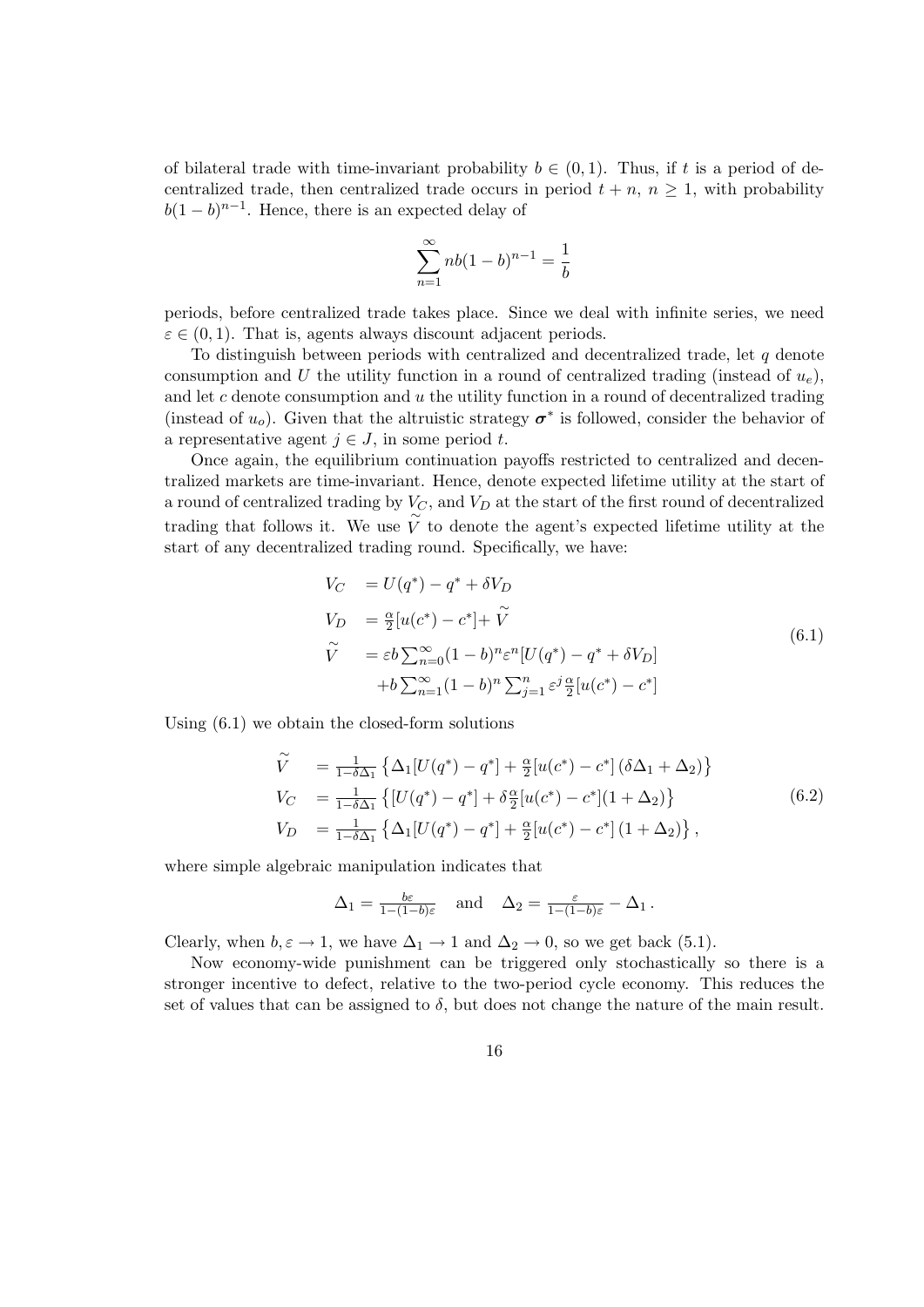of bilateral trade with time-invariant probability $b \in (0,1)$. Thus, if $t$ is a period of decentralized trade, then centralized trade occurs in period $t+n$, $n \geq 1$, with probability $b(1-b)^{n-1}$. Hence, there is an expected delay of

$$\sum_{n=1}^{\infty} nb(1-b)^{n-1} = \frac{1}{b}$$

periods, before centralized trade takes place. Since we deal with infinite series, we need $\varepsilon \in (0,1)$. That is, agents always discount adjacent periods.

To distinguish between periods with centralized and decentralized trade, let $q$ denote consumption and $U$ the utility function in a round of centralized trading (instead of $u_e$), and let $c$ denote consumption and $u$ the utility function in a round of decentralized trading (instead of $u_o$). Given that the altruistic strategy $\boldsymbol{\sigma}^*$ is followed, consider the behavior of a representative agent $j \in J$, in some period $t$.

Once again, the equilibrium continuation payoffs restricted to centralized and decentralized markets are time-invariant. Hence, denote expected lifetime utility at the start of a round of centralized trading by $V_C$, and $V_D$ at the start of the first round of decentralized trading that follows it. We use $\widetilde{V}$ to denote the agent's expected lifetime utility at the start of any decentralized trading round. Specifically, we have:

$$\begin{aligned}
V_C &= U(q^*) - q^* + \delta V_D \\
V_D &= \tfrac{\alpha}{2}[u(c^*) - c^*] + \widetilde{V} \\
\widetilde{V} &= \varepsilon b \textstyle\sum_{n=0}^{\infty} (1-b)^n \varepsilon^n [U(q^*) - q^* + \delta V_D] \\
&\quad + b \textstyle\sum_{n=1}^{\infty} (1-b)^n \sum_{j=1}^{n} \varepsilon^j \tfrac{\alpha}{2}[u(c^*) - c^*]
\end{aligned} \tag{6.1}$$

Using (6.1) we obtain the closed-form solutions

$$\begin{aligned}
\widetilde{V} &= \tfrac{1}{1-\delta\Delta_1}\left\{\Delta_1[U(q^*) - q^*] + \tfrac{\alpha}{2}[u(c^*) - c^*]\,(\delta\Delta_1 + \Delta_2)\right\} \\
V_C &= \tfrac{1}{1-\delta\Delta_1}\left\{[U(q^*) - q^*] + \delta\tfrac{\alpha}{2}[u(c^*) - c^*](1 + \Delta_2)\right\} \\
V_D &= \tfrac{1}{1-\delta\Delta_1}\left\{\Delta_1[U(q^*) - q^*] + \tfrac{\alpha}{2}[u(c^*) - c^*]\,(1 + \Delta_2)\right\},
\end{aligned} \tag{6.2}$$

where simple algebraic manipulation indicates that

$$\Delta_1 = \tfrac{b\varepsilon}{1-(1-b)\varepsilon} \quad \text{and} \quad \Delta_2 = \tfrac{\varepsilon}{1-(1-b)\varepsilon} - \Delta_1\,.$$

Clearly, when $b, \varepsilon \to 1$, we have $\Delta_1 \to 1$ and $\Delta_2 \to 0$, so we get back (5.1).

Now economy-wide punishment can be triggered only stochastically so there is a stronger incentive to defect, relative to the two-period cycle economy. This reduces the set of values that can be assigned to $\delta$, but does not change the nature of the main result.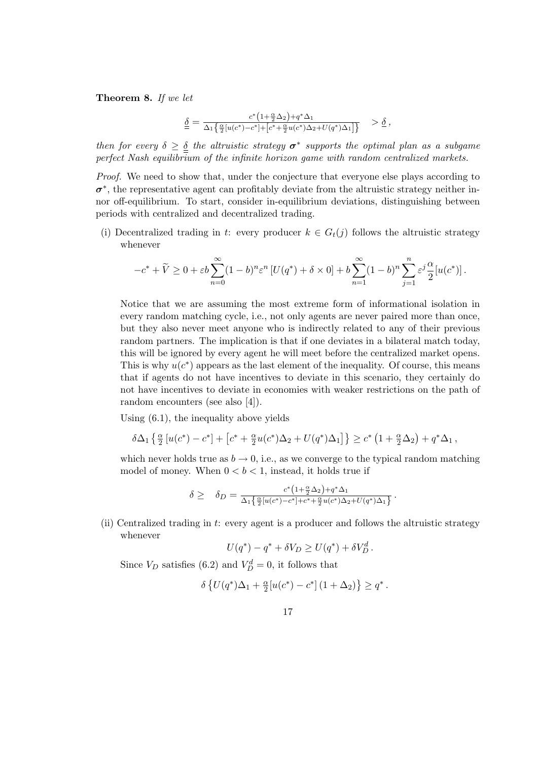**Theorem 8.** *If we let*

$$\underline{\underline{\delta}} = \frac{c^*\left(1+\frac{\alpha}{2}\Delta_2\right)+q^*\Delta_1}{\Delta_1\left\{\frac{\alpha}{2}[u(c^*)-c^*]+\left[c^*+\frac{\alpha}{2}u(c^*)\Delta_2+U(q^*)\Delta_1\right]\right\}} \quad > \underline{\delta}\,,$$

*then for every $\delta \geq \underline{\underline{\delta}}$ the altruistic strategy $\boldsymbol{\sigma}^*$ supports the optimal plan as a subgame perfect Nash equilibrium of the infinite horizon game with random centralized markets.*

*Proof.* We need to show that, under the conjecture that everyone else plays according to $\boldsymbol{\sigma}^*$, the representative agent can profitably deviate from the altruistic strategy neither in- nor off-equilibrium. To start, consider in-equilibrium deviations, distinguishing between periods with centralized and decentralized trading.

(i) Decentralized trading in $t$: every producer $k \in G_t(j)$ follows the altruistic strategy whenever

$$-c^* + \widetilde{V} \geq 0 + \varepsilon b \sum_{n=0}^{\infty}(1-b)^n \varepsilon^n \left[U(q^*) + \delta \times 0\right] + b\sum_{n=1}^{\infty}(1-b)^n \sum_{j=1}^{n} \varepsilon^j \frac{\alpha}{2}[u(c^*)]\,.$$

Notice that we are assuming the most extreme form of informational isolation in every random matching cycle, i.e., not only agents are never paired more than once, but they also never meet anyone who is indirectly related to any of their previous random partners. The implication is that if one deviates in a bilateral match today, this will be ignored by every agent he will meet before the centralized market opens. This is why $u(c^*)$ appears as the last element of the inequality. Of course, this means that if agents do not have incentives to deviate in this scenario, they certainly do not have incentives to deviate in economies with weaker restrictions on the path of random encounters (see also [4]).

Using (6.1), the inequality above yields

$$\delta\Delta_1\left\{\tfrac{\alpha}{2}\left[u(c^*)-c^*\right]+\left[c^*+\tfrac{\alpha}{2}u(c^*)\Delta_2+U(q^*)\Delta_1\right]\right\} \geq c^*\left(1+\tfrac{\alpha}{2}\Delta_2\right)+q^*\Delta_1\,,$$

which never holds true as $b \to 0$, i.e., as we converge to the typical random matching model of money. When $0 < b < 1$, instead, it holds true if

$$\delta \geq \quad \delta_D = \frac{c^*\left(1+\frac{\alpha}{2}\Delta_2\right)+q^*\Delta_1}{\Delta_1\left\{\frac{\alpha}{2}[u(c^*)-c^*]+c^*+\frac{\alpha}{2}u(c^*)\Delta_2+U(q^*)\Delta_1\right\}}\,.$$

(ii) Centralized trading in $t$: every agent is a producer and follows the altruistic strategy whenever

$$U(q^*) - q^* + \delta V_D \geq U(q^*) + \delta V_D^d\,.$$

Since $V_D$ satisfies (6.2) and $V_D^d = 0$, it follows that

$$\delta\left\{U(q^*)\Delta_1 + \tfrac{\alpha}{2}[u(c^*)-c^*]\left(1+\Delta_2\right)\right\} \geq q^*\,.$$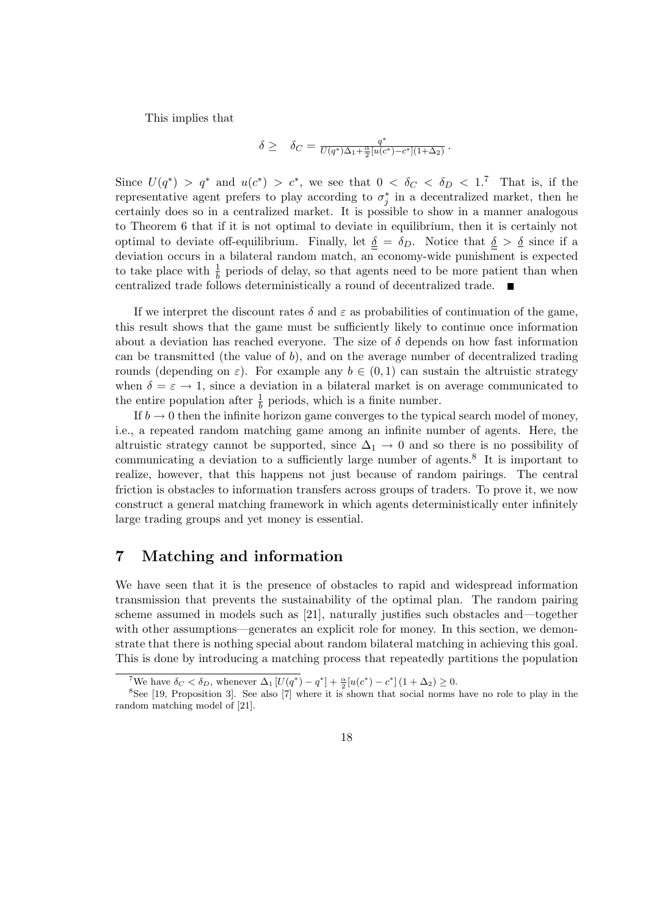This implies that

$$\delta \geq \quad \delta_C = \frac{q^*}{U(q^*)\Delta_1 + \frac{\alpha}{2}[u(c^*) - c^*](1+\Delta_2)}.$$

Since $U(q^*) > q^*$ and $u(c^*) > c^*$, we see that $0 < \delta_C < \delta_D < 1$.[7] That is, if the representative agent prefers to play according to $\sigma_j^*$ in a decentralized market, then he certainly does so in a centralized market. It is possible to show in a manner analogous to Theorem 6 that if it is not optimal to deviate in equilibrium, then it is certainly not optimal to deviate off-equilibrium. Finally, let $\underline{\underline{\delta}} = \delta_D$. Notice that $\underline{\underline{\delta}} > \underline{\delta}$ since if a deviation occurs in a bilateral random match, an economy-wide punishment is expected to take place with $\frac{1}{b}$ periods of delay, so that agents need to be more patient than when centralized trade follows deterministically a round of decentralized trade. ■

If we interpret the discount rates $\delta$ and $\varepsilon$ as probabilities of continuation of the game, this result shows that the game must be sufficiently likely to continue once information about a deviation has reached everyone. The size of $\delta$ depends on how fast information can be transmitted (the value of $b$), and on the average number of decentralized trading rounds (depending on $\varepsilon$). For example any $b \in (0,1)$ can sustain the altruistic strategy when $\delta = \varepsilon \to 1$, since a deviation in a bilateral market is on average communicated to the entire population after $\frac{1}{b}$ periods, which is a finite number.

If $b \to 0$ then the infinite horizon game converges to the typical search model of money, i.e., a repeated random matching game among an infinite number of agents. Here, the altruistic strategy cannot be supported, since $\Delta_1 \to 0$ and so there is no possibility of communicating a deviation to a sufficiently large number of agents.[8] It is important to realize, however, that this happens not just because of random pairings. The central friction is obstacles to information transfers across groups of traders. To prove it, we now construct a general matching framework in which agents deterministically enter infinitely large trading groups and yet money is essential.

## 7 Matching and information

We have seen that it is the presence of obstacles to rapid and widespread information transmission that prevents the sustainability of the optimal plan. The random pairing scheme assumed in models such as [21], naturally justifies such obstacles and—together with other assumptions—generates an explicit role for money. In this section, we demonstrate that there is nothing special about random bilateral matching in achieving this goal. This is done by introducing a matching process that repeatedly partitions the population

---

[7] We have $\delta_C < \delta_D$, whenever $\Delta_1 [U(q^*) - q^*] + \frac{\alpha}{2}[u(c^*) - c^*](1+\Delta_2) \geq 0$.

[8] See [19, Proposition 3]. See also [7] where it is shown that social norms have no role to play in the random matching model of [21].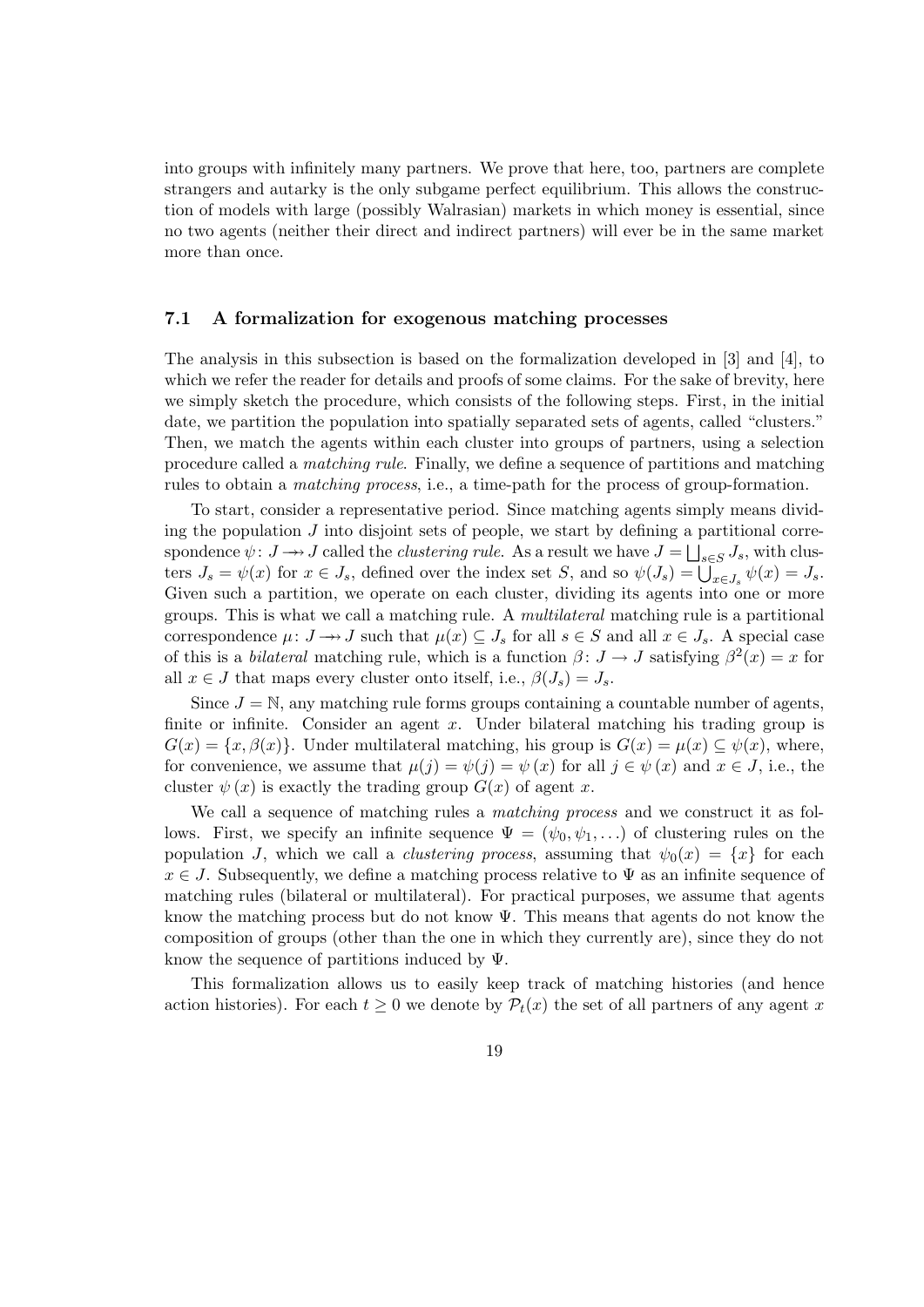into groups with infinitely many partners. We prove that here, too, partners are complete strangers and autarky is the only subgame perfect equilibrium. This allows the construction of models with large (possibly Walrasian) markets in which money is essential, since no two agents (neither their direct and indirect partners) will ever be in the same market more than once.

### 7.1 A formalization for exogenous matching processes

The analysis in this subsection is based on the formalization developed in [3] and [4], to which we refer the reader for details and proofs of some claims. For the sake of brevity, here we simply sketch the procedure, which consists of the following steps. First, in the initial date, we partition the population into spatially separated sets of agents, called "clusters." Then, we match the agents within each cluster into groups of partners, using a selection procedure called a *matching rule*. Finally, we define a sequence of partitions and matching rules to obtain a *matching process*, i.e., a time-path for the process of group-formation.

To start, consider a representative period. Since matching agents simply means dividing the population $J$ into disjoint sets of people, we start by defining a partitional correspondence $\psi\colon J \twoheadrightarrow J$ called the *clustering rule*. As a result we have $J = \bigsqcup_{s\in S} J_s$, with clusters $J_s = \psi(x)$ for $x \in J_s$, defined over the index set $S$, and so $\psi(J_s) = \bigcup_{x\in J_s} \psi(x) = J_s$. Given such a partition, we operate on each cluster, dividing its agents into one or more groups. This is what we call a matching rule. A *multilateral* matching rule is a partitional correspondence $\mu\colon J \twoheadrightarrow J$ such that $\mu(x) \subseteq J_s$ for all $s \in S$ and all $x \in J_s$. A special case of this is a *bilateral* matching rule, which is a function $\beta\colon J \to J$ satisfying $\beta^2(x) = x$ for all $x \in J$ that maps every cluster onto itself, i.e., $\beta(J_s) = J_s$.

Since $J = \mathbb{N}$, any matching rule forms groups containing a countable number of agents, finite or infinite. Consider an agent $x$. Under bilateral matching his trading group is $G(x) = \{x, \beta(x)\}$. Under multilateral matching, his group is $G(x) = \mu(x) \subseteq \psi(x)$, where, for convenience, we assume that $\mu(j) = \psi(j) = \psi(x)$ for all $j \in \psi(x)$ and $x \in J$, i.e., the cluster $\psi(x)$ is exactly the trading group $G(x)$ of agent $x$.

We call a sequence of matching rules a *matching process* and we construct it as follows. First, we specify an infinite sequence $\Psi = (\psi_0, \psi_1, \ldots)$ of clustering rules on the population $J$, which we call a *clustering process*, assuming that $\psi_0(x) = \{x\}$ for each $x \in J$. Subsequently, we define a matching process relative to $\Psi$ as an infinite sequence of matching rules (bilateral or multilateral). For practical purposes, we assume that agents know the matching process but do not know $\Psi$. This means that agents do not know the composition of groups (other than the one in which they currently are), since they do not know the sequence of partitions induced by $\Psi$.

This formalization allows us to easily keep track of matching histories (and hence action histories). For each $t \geq 0$ we denote by $\mathcal{P}_t(x)$ the set of all partners of any agent $x$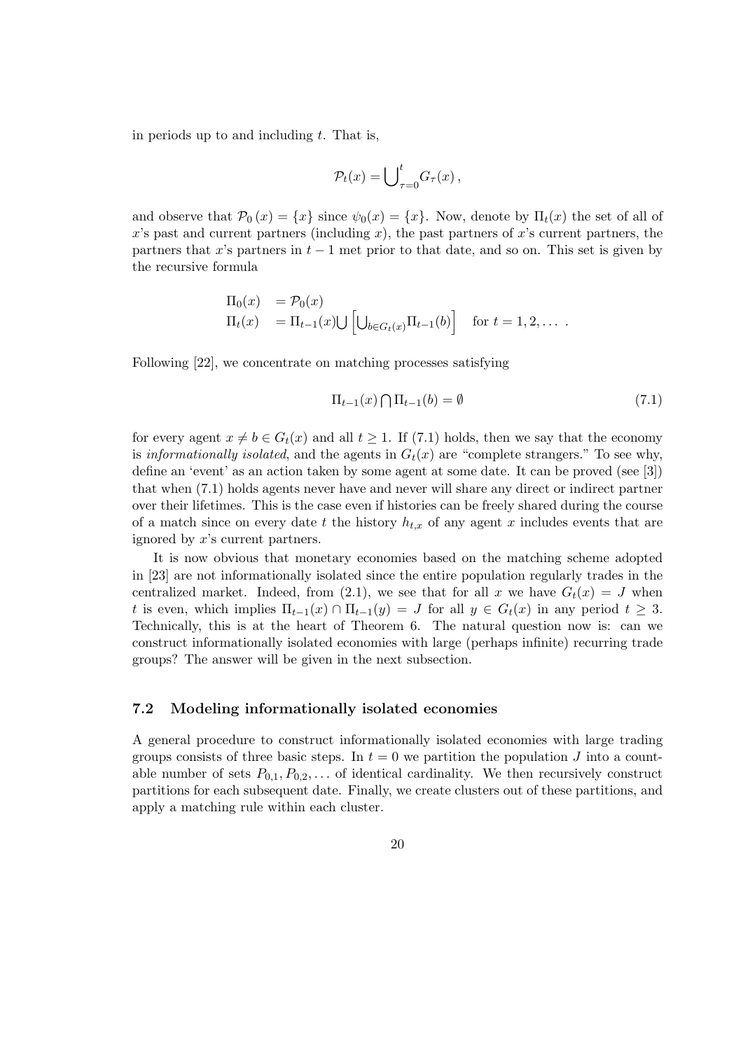in periods up to and including $t$. That is,

$$\mathcal{P}_t(x) = \bigcup\nolimits_{\tau=0}^{t} G_\tau(x)\,,$$

and observe that $\mathcal{P}_0(x) = \{x\}$ since $\psi_0(x) = \{x\}$. Now, denote by $\Pi_t(x)$ the set of all of $x$'s past and current partners (including $x$), the past partners of $x$'s current partners, the partners that $x$'s partners in $t-1$ met prior to that date, and so on. This set is given by the recursive formula

$$\begin{aligned}
\Pi_0(x) &= \mathcal{P}_0(x) \\
\Pi_t(x) &= \Pi_{t-1}(x) \bigcup \left[\bigcup\nolimits_{b \in G_t(x)} \Pi_{t-1}(b)\right] \quad \text{for } t = 1, 2, \ldots\ .
\end{aligned}$$

Following [22], we concentrate on matching processes satisfying

$$\Pi_{t-1}(x) \bigcap \Pi_{t-1}(b) = \emptyset \tag{7.1}$$

for every agent $x \neq b \in G_t(x)$ and all $t \geq 1$. If (7.1) holds, then we say that the economy is *informationally isolated*, and the agents in $G_t(x)$ are "complete strangers." To see why, define an 'event' as an action taken by some agent at some date. It can be proved (see [3]) that when (7.1) holds agents never have and never will share any direct or indirect partner over their lifetimes. This is the case even if histories can be freely shared during the course of a match since on every date $t$ the history $h_{t,x}$ of any agent $x$ includes events that are ignored by $x$'s current partners.

It is now obvious that monetary economies based on the matching scheme adopted in [23] are not informationally isolated since the entire population regularly trades in the centralized market. Indeed, from (2.1), we see that for all $x$ we have $G_t(x) = J$ when $t$ is even, which implies $\Pi_{t-1}(x) \cap \Pi_{t-1}(y) = J$ for all $y \in G_t(x)$ in any period $t \geq 3$. Technically, this is at the heart of Theorem 6. The natural question now is: can we construct informationally isolated economies with large (perhaps infinite) recurring trade groups? The answer will be given in the next subsection.

### 7.2 Modeling informationally isolated economies

A general procedure to construct informationally isolated economies with large trading groups consists of three basic steps. In $t = 0$ we partition the population $J$ into a countable number of sets $P_{0,1}, P_{0,2}, \ldots$ of identical cardinality. We then recursively construct partitions for each subsequent date. Finally, we create clusters out of these partitions, and apply a matching rule within each cluster.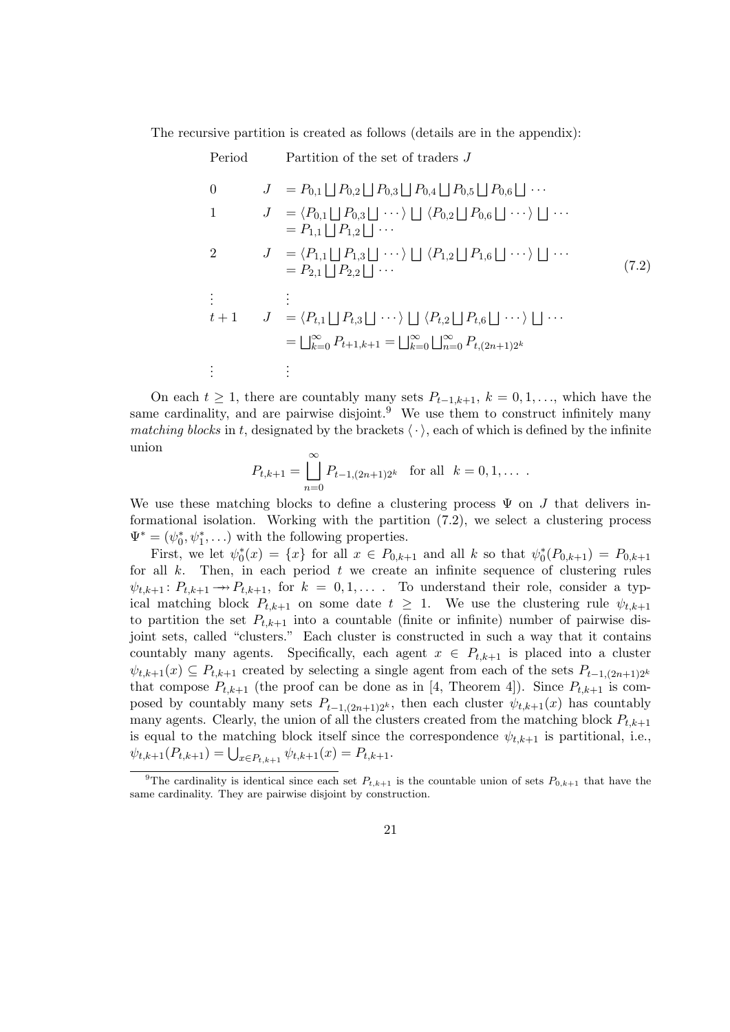The recursive partition is created as follows (details are in the appendix):

$$
\begin{array}{lll}
\text{Period} & & \text{Partition of the set of traders } J \\
0 & J & = P_{0,1} \bigsqcup P_{0,2} \bigsqcup P_{0,3} \bigsqcup P_{0,4} \bigsqcup P_{0,5} \bigsqcup P_{0,6} \bigsqcup \cdots \\
1 & J & = \langle P_{0,1} \bigsqcup P_{0,3} \bigsqcup \cdots \rangle \bigsqcup \langle P_{0,2} \bigsqcup P_{0,6} \bigsqcup \cdots \rangle \bigsqcup \cdots \\
 & & = P_{1,1} \bigsqcup P_{1,2} \bigsqcup \cdots \\
2 & J & = \langle P_{1,1} \bigsqcup P_{1,3} \bigsqcup \cdots \rangle \bigsqcup \langle P_{1,2} \bigsqcup P_{1,6} \bigsqcup \cdots \rangle \bigsqcup \cdots \\
 & & = P_{2,1} \bigsqcup P_{2,2} \bigsqcup \cdots \\
\vdots & \vdots & \\
t+1 & J & = \langle P_{t,1} \bigsqcup P_{t,3} \bigsqcup \cdots \rangle \bigsqcup \langle P_{t,2} \bigsqcup P_{t,6} \bigsqcup \cdots \rangle \bigsqcup \cdots \\
 & & = \bigsqcup_{k=0}^{\infty} P_{t+1,k+1} = \bigsqcup_{k=0}^{\infty} \bigsqcup_{n=0}^{\infty} P_{t,(2n+1)2^k} \\
\vdots & \vdots &
\end{array}
\tag{7.2}
$$

On each $t \geq 1$, there are countably many sets $P_{t-1,k+1}$, $k = 0, 1, \ldots$, which have the same cardinality, and are pairwise disjoint.[9] We use them to construct infinitely many *matching blocks* in $t$, designated by the brackets $\langle \cdot \rangle$, each of which is defined by the infinite union

$$
P_{t,k+1} = \bigsqcup_{n=0}^{\infty} P_{t-1,(2n+1)2^k} \quad \text{for all} \quad k = 0, 1, \ldots .
$$

We use these matching blocks to define a clustering process $\Psi$ on $J$ that delivers informational isolation. Working with the partition (7.2), we select a clustering process $\Psi^* = (\psi_0^*, \psi_1^*, \ldots)$ with the following properties.

First, we let $\psi_0^*(x) = \{x\}$ for all $x \in P_{0,k+1}$ and all $k$ so that $\psi_0^*(P_{0,k+1}) = P_{0,k+1}$ for all $k$. Then, in each period $t$ we create an infinite sequence of clustering rules $\psi_{t,k+1} \colon P_{t,k+1} \twoheadrightarrow P_{t,k+1}$, for $k = 0, 1, \ldots$ . To understand their role, consider a typical matching block $P_{t,k+1}$ on some date $t \geq 1$. We use the clustering rule $\psi_{t,k+1}$ to partition the set $P_{t,k+1}$ into a countable (finite or infinite) number of pairwise disjoint sets, called "clusters." Each cluster is constructed in such a way that it contains countably many agents. Specifically, each agent $x \in P_{t,k+1}$ is placed into a cluster $\psi_{t,k+1}(x) \subseteq P_{t,k+1}$ created by selecting a single agent from each of the sets $P_{t-1,(2n+1)2^k}$ that compose $P_{t,k+1}$ (the proof can be done as in [4, Theorem 4]). Since $P_{t,k+1}$ is composed by countably many sets $P_{t-1,(2n+1)2^k}$, then each cluster $\psi_{t,k+1}(x)$ has countably many agents. Clearly, the union of all the clusters created from the matching block $P_{t,k+1}$ is equal to the matching block itself since the correspondence $\psi_{t,k+1}$ is partitional, i.e., $\psi_{t,k+1}(P_{t,k+1}) = \bigcup_{x \in P_{t,k+1}} \psi_{t,k+1}(x) = P_{t,k+1}$.

---

[9] The cardinality is identical since each set $P_{t,k+1}$ is the countable union of sets $P_{0,k+1}$ that have the same cardinality. They are pairwise disjoint by construction.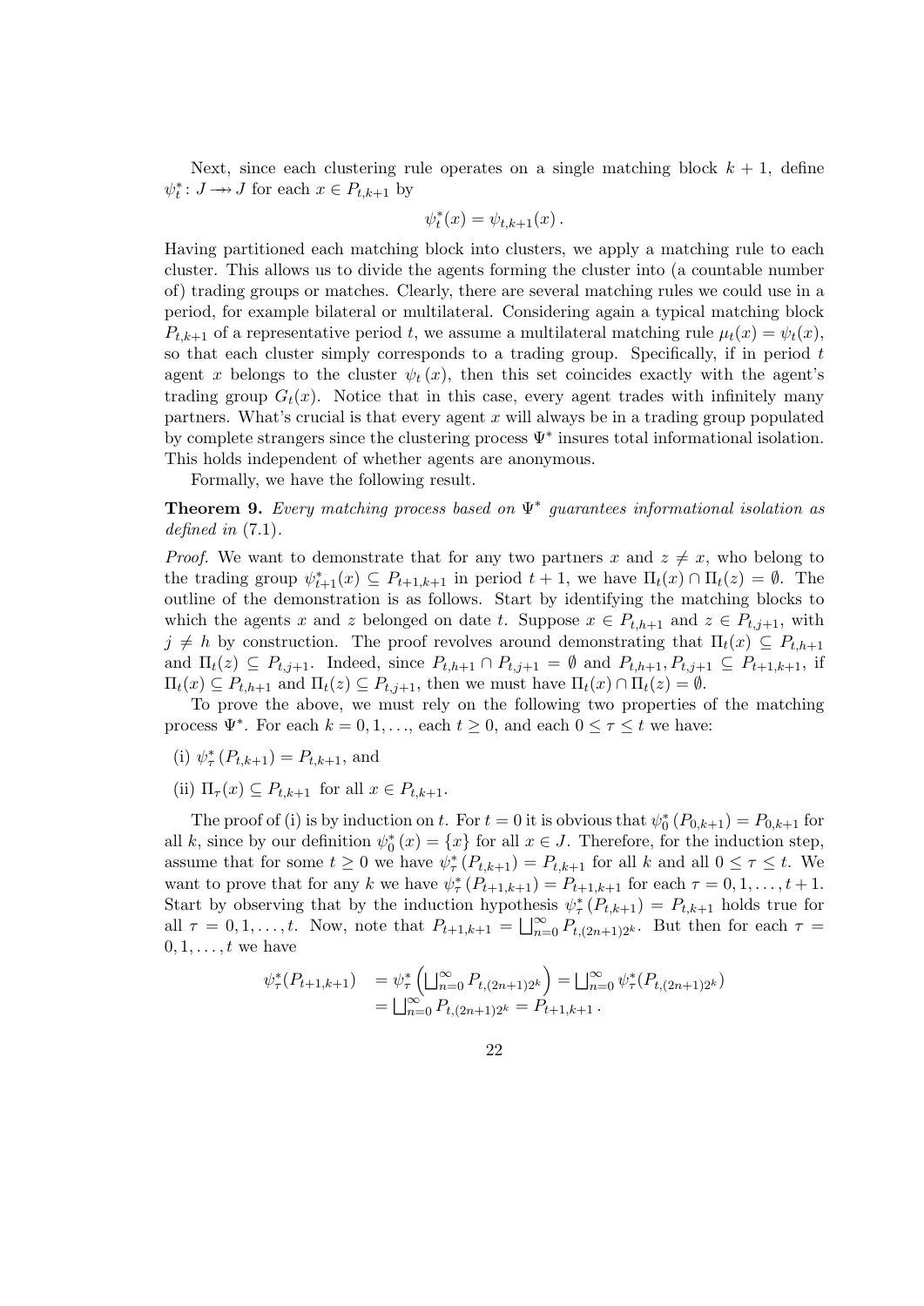Next, since each clustering rule operates on a single matching block $k+1$, define $\psi^*_t \colon J \twoheadrightarrow J$ for each $x \in P_{t,k+1}$ by

$$\psi^*_t(x) = \psi_{t,k+1}(x)\,.$$

Having partitioned each matching block into clusters, we apply a matching rule to each cluster. This allows us to divide the agents forming the cluster into (a countable number of) trading groups or matches. Clearly, there are several matching rules we could use in a period, for example bilateral or multilateral. Considering again a typical matching block $P_{t,k+1}$ of a representative period $t$, we assume a multilateral matching rule $\mu_t(x) = \psi_t(x)$, so that each cluster simply corresponds to a trading group. Specifically, if in period $t$ agent $x$ belongs to the cluster $\psi_t(x)$, then this set coincides exactly with the agent's trading group $G_t(x)$. Notice that in this case, every agent trades with infinitely many partners. What's crucial is that every agent $x$ will always be in a trading group populated by complete strangers since the clustering process $\Psi^*$ insures total informational isolation. This holds independent of whether agents are anonymous.

Formally, we have the following result.

**Theorem 9.** *Every matching process based on $\Psi^*$ guarantees informational isolation as defined in* (7.1)*.*

*Proof.* We want to demonstrate that for any two partners $x$ and $z \neq x$, who belong to the trading group $\psi^*_{t+1}(x) \subseteq P_{t+1,k+1}$ in period $t+1$, we have $\Pi_t(x) \cap \Pi_t(z) = \emptyset$. The outline of the demonstration is as follows. Start by identifying the matching blocks to which the agents $x$ and $z$ belonged on date $t$. Suppose $x \in P_{t,h+1}$ and $z \in P_{t,j+1}$, with $j \neq h$ by construction. The proof revolves around demonstrating that $\Pi_t(x) \subseteq P_{t,h+1}$ and $\Pi_t(z) \subseteq P_{t,j+1}$. Indeed, since $P_{t,h+1} \cap P_{t,j+1} = \emptyset$ and $P_{t,h+1}, P_{t,j+1} \subseteq P_{t+1,k+1}$, if $\Pi_t(x) \subseteq P_{t,h+1}$ and $\Pi_t(z) \subseteq P_{t,j+1}$, then we must have $\Pi_t(x) \cap \Pi_t(z) = \emptyset$.

To prove the above, we must rely on the following two properties of the matching process $\Psi^*$. For each $k = 0, 1, \ldots$, each $t \geq 0$, and each $0 \leq \tau \leq t$ we have:

(i) $\psi^*_\tau(P_{t,k+1}) = P_{t,k+1}$, and

(ii) $\Pi_\tau(x) \subseteq P_{t,k+1}$ for all $x \in P_{t,k+1}$.

The proof of (i) is by induction on $t$. For $t = 0$ it is obvious that $\psi^*_0(P_{0,k+1}) = P_{0,k+1}$ for all $k$, since by our definition $\psi^*_0(x) = \{x\}$ for all $x \in J$. Therefore, for the induction step, assume that for some $t \geq 0$ we have $\psi^*_\tau(P_{t,k+1}) = P_{t,k+1}$ for all $k$ and all $0 \leq \tau \leq t$. We want to prove that for any $k$ we have $\psi^*_\tau(P_{t+1,k+1}) = P_{t+1,k+1}$ for each $\tau = 0, 1, \ldots, t+1$. Start by observing that by the induction hypothesis $\psi^*_\tau(P_{t,k+1}) = P_{t,k+1}$ holds true for all $\tau = 0, 1, \ldots, t$. Now, note that $P_{t+1,k+1} = \bigsqcup_{n=0}^{\infty} P_{t,(2n+1)2^k}$. But then for each $\tau = 0, 1, \ldots, t$ we have

$$\begin{aligned}
\psi^*_\tau(P_{t+1,k+1}) &= \psi^*_\tau\Big(\bigsqcup_{n=0}^{\infty} P_{t,(2n+1)2^k}\Big) = \bigsqcup_{n=0}^{\infty} \psi^*_\tau(P_{t,(2n+1)2^k}) \\
&= \bigsqcup_{n=0}^{\infty} P_{t,(2n+1)2^k} = P_{t+1,k+1}\,.
\end{aligned}$$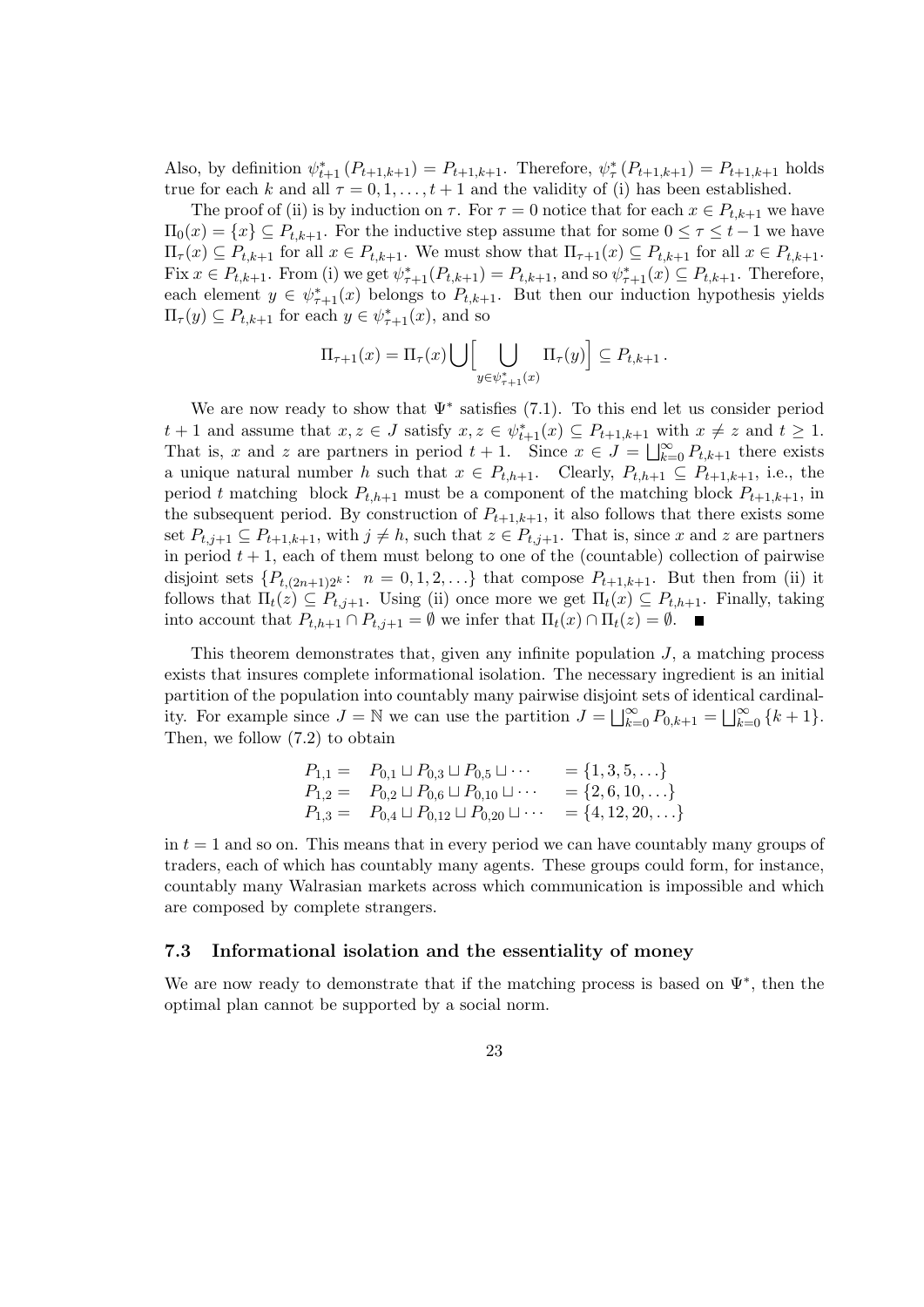Also, by definition $\psi^*_{t+1}(P_{t+1,k+1}) = P_{t+1,k+1}$. Therefore, $\psi^*_\tau(P_{t+1,k+1}) = P_{t+1,k+1}$ holds true for each $k$ and all $\tau = 0, 1, \ldots, t+1$ and the validity of (i) has been established.

The proof of (ii) is by induction on $\tau$. For $\tau = 0$ notice that for each $x \in P_{t,k+1}$ we have $\Pi_0(x) = \{x\} \subseteq P_{t,k+1}$. For the inductive step assume that for some $0 \leq \tau \leq t-1$ we have $\Pi_\tau(x) \subseteq P_{t,k+1}$ for all $x \in P_{t,k+1}$. We must show that $\Pi_{\tau+1}(x) \subseteq P_{t,k+1}$ for all $x \in P_{t,k+1}$. Fix $x \in P_{t,k+1}$. From (i) we get $\psi^*_{\tau+1}(P_{t,k+1}) = P_{t,k+1}$, and so $\psi^*_{\tau+1}(x) \subseteq P_{t,k+1}$. Therefore, each element $y \in \psi^*_{\tau+1}(x)$ belongs to $P_{t,k+1}$. But then our induction hypothesis yields $\Pi_\tau(y) \subseteq P_{t,k+1}$ for each $y \in \psi^*_{\tau+1}(x)$, and so

$$\Pi_{\tau+1}(x) = \Pi_\tau(x) \bigcup \Big[ \bigcup_{y \in \psi^*_{\tau+1}(x)} \Pi_\tau(y) \Big] \subseteq P_{t,k+1}\,.$$

We are now ready to show that $\Psi^*$ satisfies (7.1). To this end let us consider period $t+1$ and assume that $x, z \in J$ satisfy $x, z \in \psi^*_{t+1}(x) \subseteq P_{t+1,k+1}$ with $x \neq z$ and $t \geq 1$. That is, $x$ and $z$ are partners in period $t+1$. Since $x \in J = \bigsqcup_{k=0}^\infty P_{t,k+1}$ there exists a unique natural number $h$ such that $x \in P_{t,h+1}$. Clearly, $P_{t,h+1} \subseteq P_{t+1,k+1}$, i.e., the period $t$ matching block $P_{t,h+1}$ must be a component of the matching block $P_{t+1,k+1}$, in the subsequent period. By construction of $P_{t+1,k+1}$, it also follows that there exists some set $P_{t,j+1} \subseteq P_{t+1,k+1}$, with $j \neq h$, such that $z \in P_{t,j+1}$. That is, since $x$ and $z$ are partners in period $t+1$, each of them must belong to one of the (countable) collection of pairwise disjoint sets $\{P_{t,(2n+1)2^k} \colon\ n = 0, 1, 2, \ldots\}$ that compose $P_{t+1,k+1}$. But then from (ii) it follows that $\Pi_t(z) \subseteq P_{t,j+1}$. Using (ii) once more we get $\Pi_t(x) \subseteq P_{t,h+1}$. Finally, taking into account that $P_{t,h+1} \cap P_{t,j+1} = \emptyset$ we infer that $\Pi_t(x) \cap \Pi_t(z) = \emptyset$. ■

This theorem demonstrates that, given any infinite population $J$, a matching process exists that insures complete informational isolation. The necessary ingredient is an initial partition of the population into countably many pairwise disjoint sets of identical cardinality. For example since $J = \mathbb{N}$ we can use the partition $J = \bigsqcup_{k=0}^\infty P_{0,k+1} = \bigsqcup_{k=0}^\infty \{k+1\}$. Then, we follow (7.2) to obtain

$$\begin{aligned}
P_{1,1} &= \quad P_{0,1} \sqcup P_{0,3} \sqcup P_{0,5} \sqcup \cdots &&= \{1, 3, 5, \ldots\} \\
P_{1,2} &= \quad P_{0,2} \sqcup P_{0,6} \sqcup P_{0,10} \sqcup \cdots &&= \{2, 6, 10, \ldots\} \\
P_{1,3} &= \quad P_{0,4} \sqcup P_{0,12} \sqcup P_{0,20} \sqcup \cdots &&= \{4, 12, 20, \ldots\}
\end{aligned}$$

in $t = 1$ and so on. This means that in every period we can have countably many groups of traders, each of which has countably many agents. These groups could form, for instance, countably many Walrasian markets across which communication is impossible and which are composed by complete strangers.

### 7.3 Informational isolation and the essentiality of money

We are now ready to demonstrate that if the matching process is based on $\Psi^*$, then the optimal plan cannot be supported by a social norm.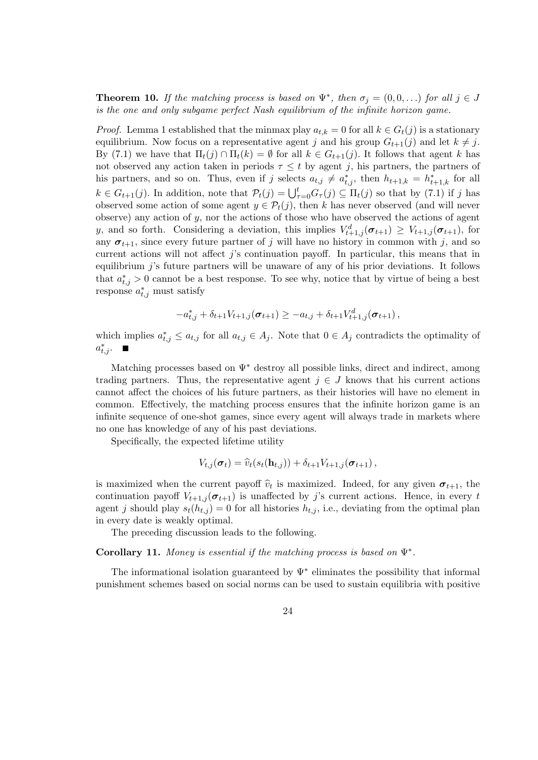**Theorem 10.** *If the matching process is based on $\Psi^*$, then $\sigma_j = (0, 0, \ldots)$ for all $j \in J$ is the one and only subgame perfect Nash equilibrium of the infinite horizon game.*

*Proof.* Lemma 1 established that the minmax play $a_{t,k} = 0$ for all $k \in G_t(j)$ is a stationary equilibrium. Now focus on a representative agent $j$ and his group $G_{t+1}(j)$ and let $k \neq j$. By (7.1) we have that $\Pi_t(j) \cap \Pi_t(k) = \emptyset$ for all $k \in G_{t+1}(j)$. It follows that agent $k$ has not observed any action taken in periods $\tau \leq t$ by agent $j$, his partners, the partners of his partners, and so on. Thus, even if $j$ selects $a_{t,j} \neq a^*_{t,j}$, then $h_{t+1,k} = h^*_{t+1,k}$ for all $k \in G_{t+1}(j)$. In addition, note that $\mathcal{P}_t(j) = \bigcup_{\tau=0}^{t} G_\tau(j) \subseteq \Pi_t(j)$ so that by (7.1) if $j$ has observed some action of some agent $y \in \mathcal{P}_t(j)$, then $k$ has never observed (and will never observe) any action of $y$, nor the actions of those who have observed the actions of agent $y$, and so forth. Considering a deviation, this implies $V^d_{t+1,j}(\boldsymbol{\sigma}_{t+1}) \geq V_{t+1,j}(\boldsymbol{\sigma}_{t+1})$, for any $\boldsymbol{\sigma}_{t+1}$, since every future partner of $j$ will have no history in common with $j$, and so current actions will not affect $j$'s continuation payoff. In particular, this means that in equilibrium $j$'s future partners will be unaware of any of his prior deviations. It follows that $a^*_{t,j} > 0$ cannot be a best response. To see why, notice that by virtue of being a best response $a^*_{t,j}$ must satisfy

$$-a^*_{t,j} + \delta_{t+1} V_{t+1,j}(\boldsymbol{\sigma}_{t+1}) \geq -a_{t,j} + \delta_{t+1} V^d_{t+1,j}(\boldsymbol{\sigma}_{t+1}),$$

which implies $a^*_{t,j} \leq a_{t,j}$ for all $a_{t,j} \in A_j$. Note that $0 \in A_j$ contradicts the optimality of $a^*_{t,j}$. ■

Matching processes based on $\Psi^*$ destroy all possible links, direct and indirect, among trading partners. Thus, the representative agent $j \in J$ knows that his current actions cannot affect the choices of his future partners, as their histories will have no element in common. Effectively, the matching process ensures that the infinite horizon game is an infinite sequence of one-shot games, since every agent will always trade in markets where no one has knowledge of any of his past deviations.

Specifically, the expected lifetime utility

$$V_{t,j}(\boldsymbol{\sigma}_t) = \widehat{v}_t(s_t(\mathbf{h}_{t,j})) + \delta_{t+1} V_{t+1,j}(\boldsymbol{\sigma}_{t+1}),$$

is maximized when the current payoff $\widehat{v}_t$ is maximized. Indeed, for any given $\boldsymbol{\sigma}_{t+1}$, the continuation payoff $V_{t+1,j}(\boldsymbol{\sigma}_{t+1})$ is unaffected by $j$'s current actions. Hence, in every $t$ agent $j$ should play $s_t(h_{t,j}) = 0$ for all histories $h_{t,j}$, i.e., deviating from the optimal plan in every date is weakly optimal.

The preceding discussion leads to the following.

**Corollary 11.** *Money is essential if the matching process is based on $\Psi^*$.*

The informational isolation guaranteed by $\Psi^*$ eliminates the possibility that informal punishment schemes based on social norms can be used to sustain equilibria with positive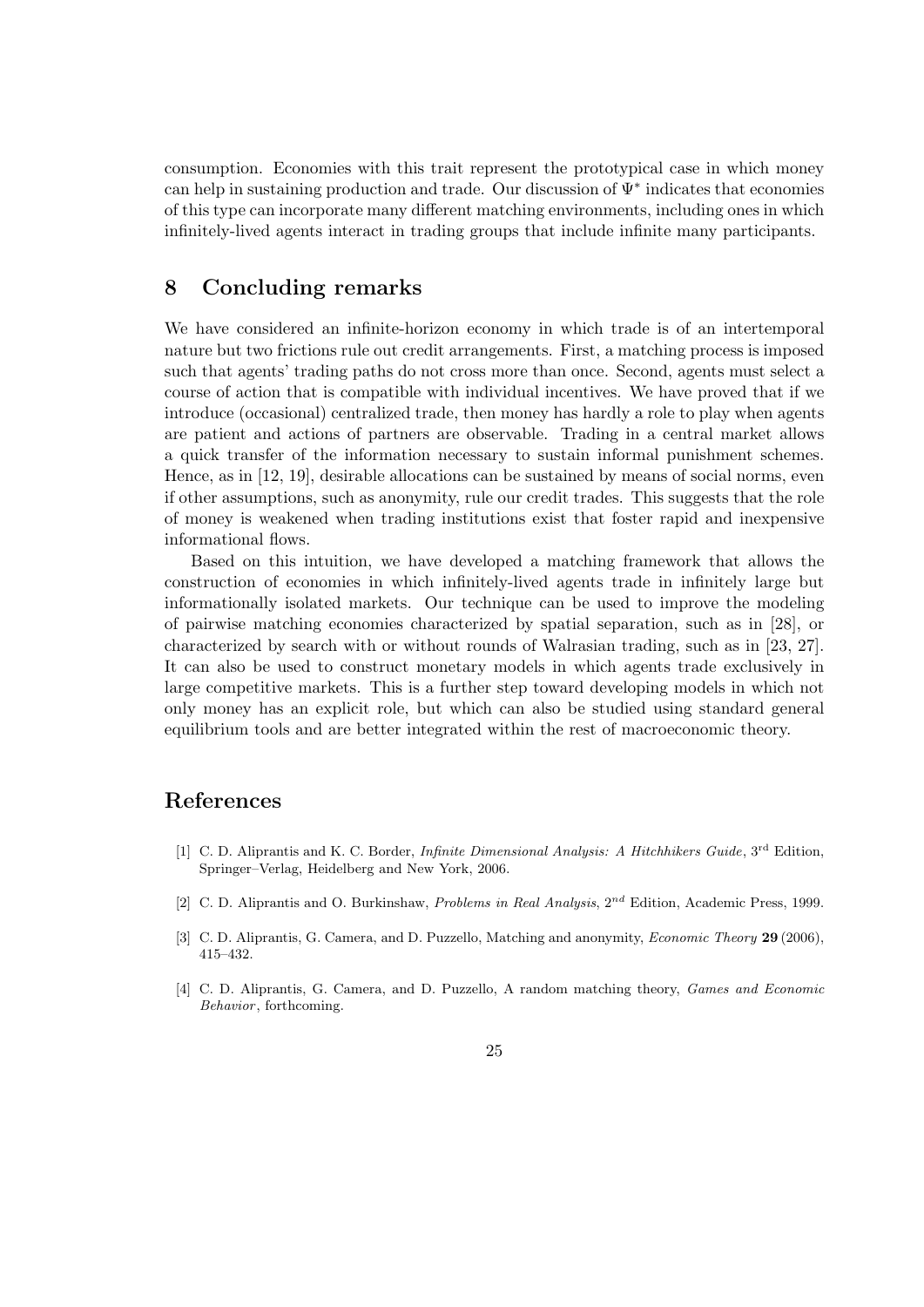consumption. Economies with this trait represent the prototypical case in which money can help in sustaining production and trade. Our discussion of $\Psi^*$ indicates that economies of this type can incorporate many different matching environments, including ones in which infinitely-lived agents interact in trading groups that include infinite many participants.

## 8 Concluding remarks

We have considered an infinite-horizon economy in which trade is of an intertemporal nature but two frictions rule out credit arrangements. First, a matching process is imposed such that agents' trading paths do not cross more than once. Second, agents must select a course of action that is compatible with individual incentives. We have proved that if we introduce (occasional) centralized trade, then money has hardly a role to play when agents are patient and actions of partners are observable. Trading in a central market allows a quick transfer of the information necessary to sustain informal punishment schemes. Hence, as in [12, 19], desirable allocations can be sustained by means of social norms, even if other assumptions, such as anonymity, rule our credit trades. This suggests that the role of money is weakened when trading institutions exist that foster rapid and inexpensive informational flows.

Based on this intuition, we have developed a matching framework that allows the construction of economies in which infinitely-lived agents trade in infinitely large but informationally isolated markets. Our technique can be used to improve the modeling of pairwise matching economies characterized by spatial separation, such as in [28], or characterized by search with or without rounds of Walrasian trading, such as in [23, 27]. It can also be used to construct monetary models in which agents trade exclusively in large competitive markets. This is a further step toward developing models in which not only money has an explicit role, but which can also be studied using standard general equilibrium tools and are better integrated within the rest of macroeconomic theory.

## References

[1] C. D. Aliprantis and K. C. Border, *Infinite Dimensional Analysis: A Hitchhikers Guide*, 3rd Edition, Springer–Verlag, Heidelberg and New York, 2006.

[2] C. D. Aliprantis and O. Burkinshaw, *Problems in Real Analysis*, 2nd Edition, Academic Press, 1999.

[3] C. D. Aliprantis, G. Camera, and D. Puzzello, Matching and anonymity, *Economic Theory* **29** (2006), 415–432.

[4] C. D. Aliprantis, G. Camera, and D. Puzzello, A random matching theory, *Games and Economic Behavior*, forthcoming.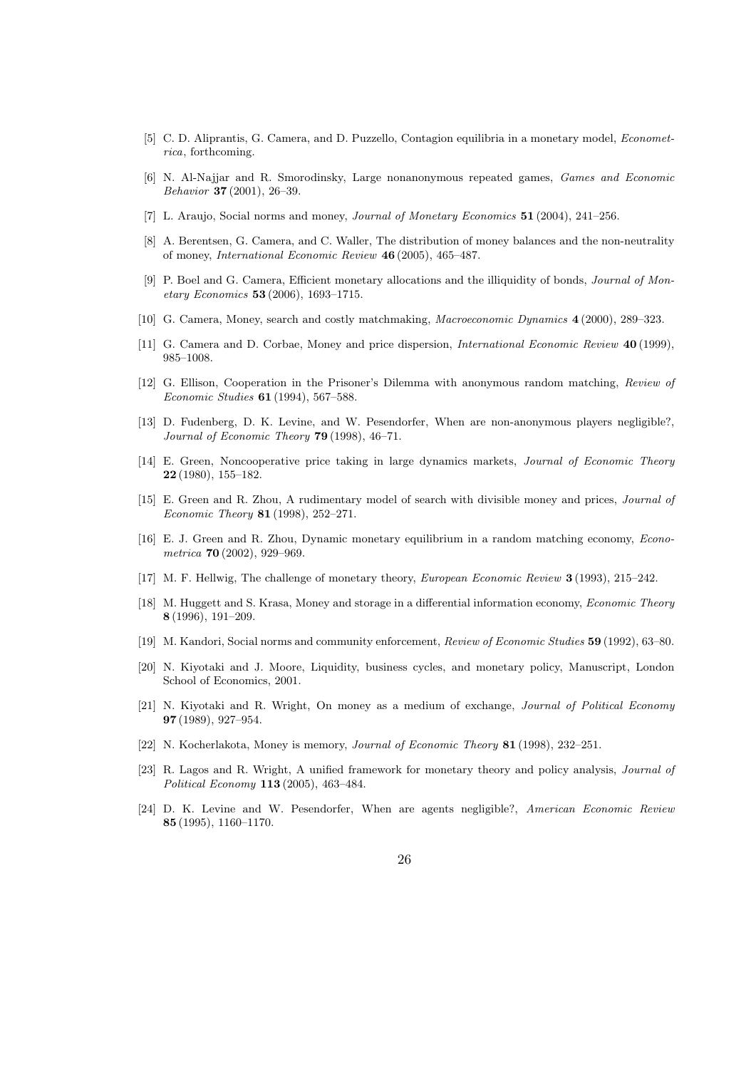- [5] C. D. Aliprantis, G. Camera, and D. Puzzello, Contagion equilibria in a monetary model, *Econometrica*, forthcoming.
- [6] N. Al-Najjar and R. Smorodinsky, Large nonanonymous repeated games, *Games and Economic Behavior* **37** (2001), 26–39.
- [7] L. Araujo, Social norms and money, *Journal of Monetary Economics* **51** (2004), 241–256.
- [8] A. Berentsen, G. Camera, and C. Waller, The distribution of money balances and the non-neutrality of money, *International Economic Review* **46** (2005), 465–487.
- [9] P. Boel and G. Camera, Efficient monetary allocations and the illiquidity of bonds, *Journal of Monetary Economics* **53** (2006), 1693–1715.
- [10] G. Camera, Money, search and costly matchmaking, *Macroeconomic Dynamics* **4** (2000), 289–323.
- [11] G. Camera and D. Corbae, Money and price dispersion, *International Economic Review* **40** (1999), 985–1008.
- [12] G. Ellison, Cooperation in the Prisoner's Dilemma with anonymous random matching, *Review of Economic Studies* **61** (1994), 567–588.
- [13] D. Fudenberg, D. K. Levine, and W. Pesendorfer, When are non-anonymous players negligible?, *Journal of Economic Theory* **79** (1998), 46–71.
- [14] E. Green, Noncooperative price taking in large dynamics markets, *Journal of Economic Theory* **22** (1980), 155–182.
- [15] E. Green and R. Zhou, A rudimentary model of search with divisible money and prices, *Journal of Economic Theory* **81** (1998), 252–271.
- [16] E. J. Green and R. Zhou, Dynamic monetary equilibrium in a random matching economy, *Econometrica* **70** (2002), 929–969.
- [17] M. F. Hellwig, The challenge of monetary theory, *European Economic Review* **3** (1993), 215–242.
- [18] M. Huggett and S. Krasa, Money and storage in a differential information economy, *Economic Theory* **8** (1996), 191–209.
- [19] M. Kandori, Social norms and community enforcement, *Review of Economic Studies* **59** (1992), 63–80.
- [20] N. Kiyotaki and J. Moore, Liquidity, business cycles, and monetary policy, Manuscript, London School of Economics, 2001.
- [21] N. Kiyotaki and R. Wright, On money as a medium of exchange, *Journal of Political Economy* **97** (1989), 927–954.
- [22] N. Kocherlakota, Money is memory, *Journal of Economic Theory* **81** (1998), 232–251.
- [23] R. Lagos and R. Wright, A unified framework for monetary theory and policy analysis, *Journal of Political Economy* **113** (2005), 463–484.
- [24] D. K. Levine and W. Pesendorfer, When are agents negligible?, *American Economic Review* **85** (1995), 1160–1170.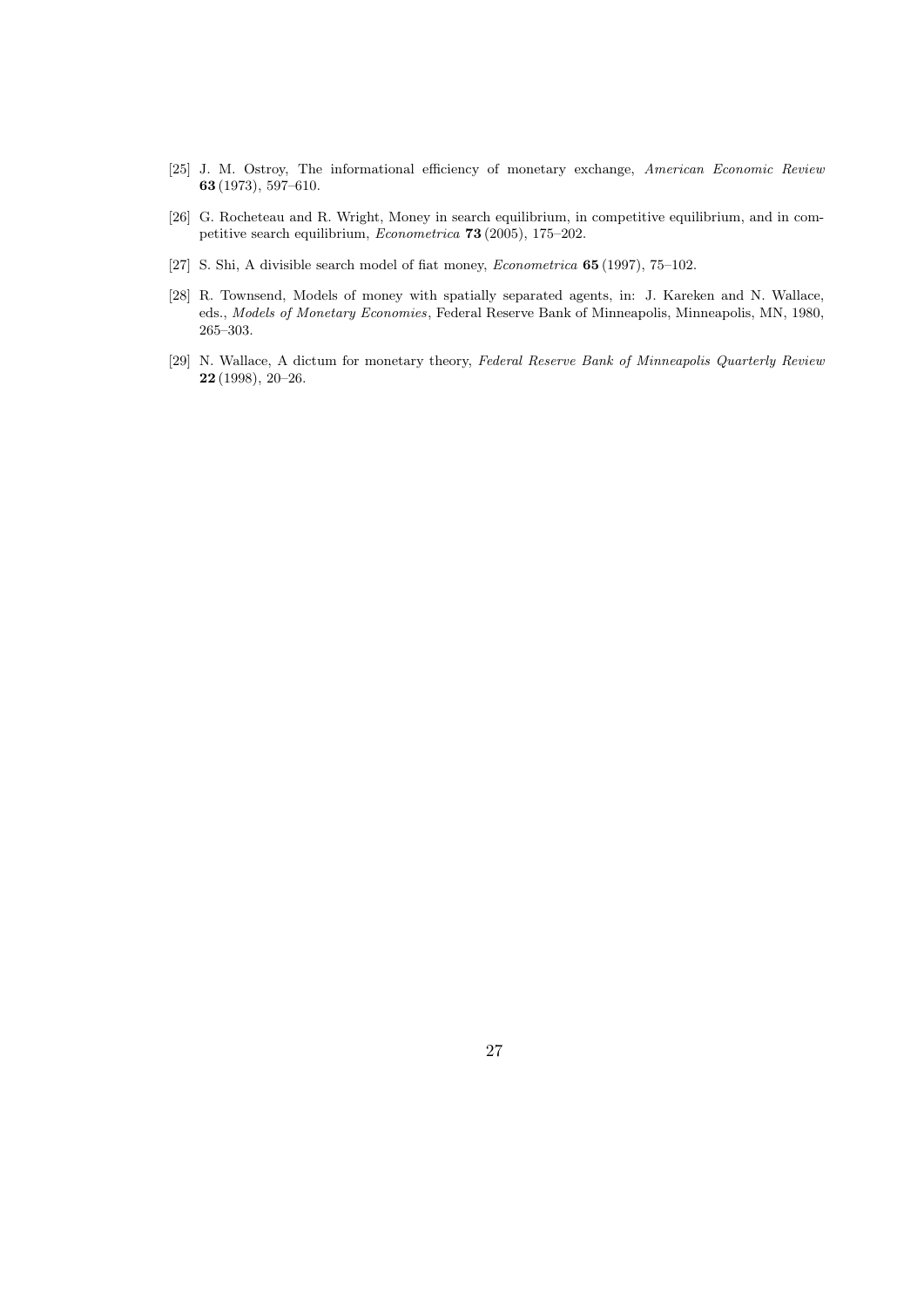[25] J. M. Ostroy, The informational efficiency of monetary exchange, *American Economic Review* **63** (1973), 597–610.

[26] G. Rocheteau and R. Wright, Money in search equilibrium, in competitive equilibrium, and in competitive search equilibrium, *Econometrica* **73** (2005), 175–202.

[27] S. Shi, A divisible search model of fiat money, *Econometrica* **65** (1997), 75–102.

[28] R. Townsend, Models of money with spatially separated agents, in: J. Kareken and N. Wallace, eds., *Models of Monetary Economies*, Federal Reserve Bank of Minneapolis, Minneapolis, MN, 1980, 265–303.

[29] N. Wallace, A dictum for monetary theory, *Federal Reserve Bank of Minneapolis Quarterly Review* **22** (1998), 20–26.